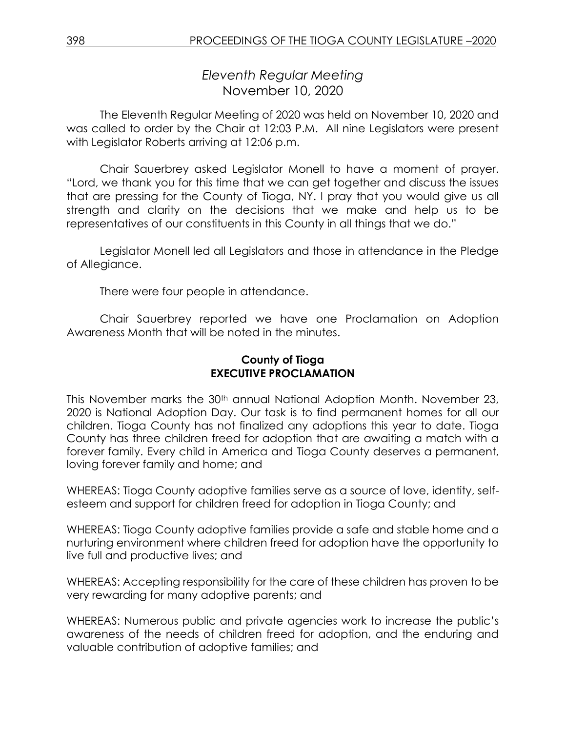# *Eleventh Regular Meeting*
## November 10, 2020

The Eleventh Regular Meeting of 2020 was held on November 10, 2020 and was called to order by the Chair at 12:03 P.M. All nine Legislators were present with Legislator Roberts arriving at 12:06 p.m.

Chair Sauerbrey asked Legislator Monell to have a moment of prayer. "Lord, we thank you for this time that we can get together and discuss the issues that are pressing for the County of Tioga, NY. I pray that you would give us all strength and clarity on the decisions that we make and help us to be representatives of our constituents in this County in all things that we do."

Legislator Monell led all Legislators and those in attendance in the Pledge of Allegiance.

There were four people in attendance.

Chair Sauerbrey reported we have one Proclamation on Adoption Awareness Month that will be noted in the minutes.

**County of Tioga**
**EXECUTIVE PROCLAMATION**

This November marks the 30th annual National Adoption Month. November 23, 2020 is National Adoption Day. Our task is to find permanent homes for all our children. Tioga County has not finalized any adoptions this year to date. Tioga County has three children freed for adoption that are awaiting a match with a forever family. Every child in America and Tioga County deserves a permanent, loving forever family and home; and

WHEREAS: Tioga County adoptive families serve as a source of love, identity, self-esteem and support for children freed for adoption in Tioga County; and

WHEREAS: Tioga County adoptive families provide a safe and stable home and a nurturing environment where children freed for adoption have the opportunity to live full and productive lives; and

WHEREAS: Accepting responsibility for the care of these children has proven to be very rewarding for many adoptive parents; and

WHEREAS: Numerous public and private agencies work to increase the public's awareness of the needs of children freed for adoption, and the enduring and valuable contribution of adoptive families; and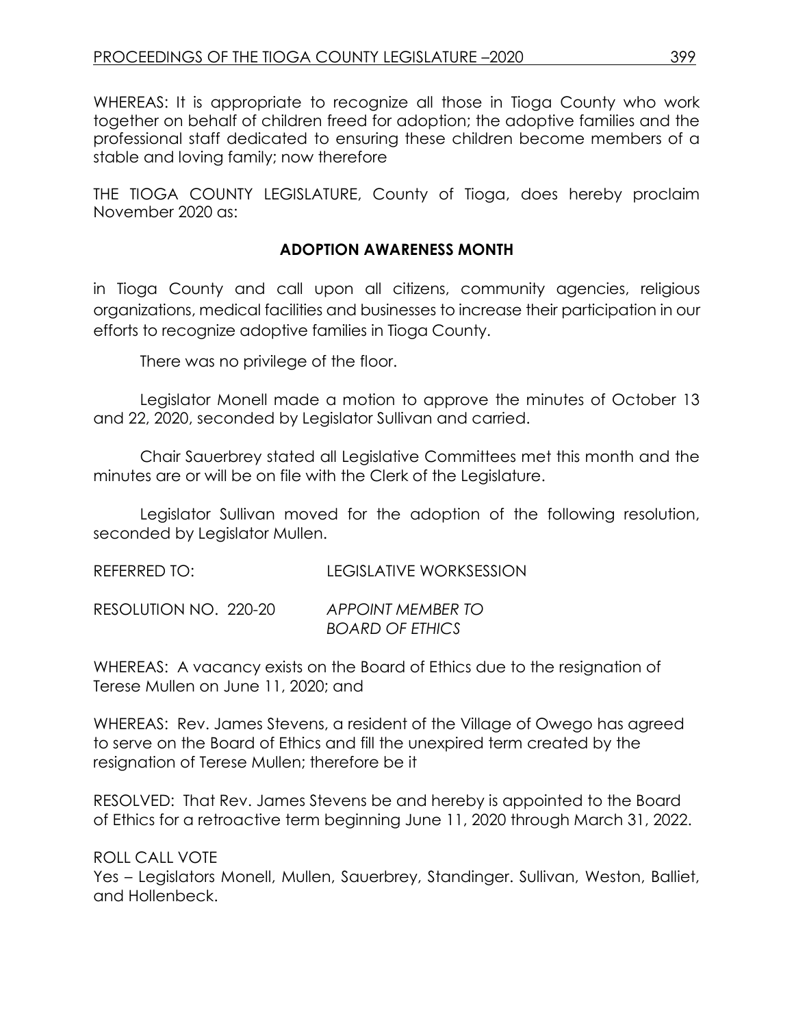WHEREAS: It is appropriate to recognize all those in Tioga County who work together on behalf of children freed for adoption; the adoptive families and the professional staff dedicated to ensuring these children become members of a stable and loving family; now therefore

THE TIOGA COUNTY LEGISLATURE, County of Tioga, does hereby proclaim November 2020 as:

**ADOPTION AWARENESS MONTH**

in Tioga County and call upon all citizens, community agencies, religious organizations, medical facilities and businesses to increase their participation in our efforts to recognize adoptive families in Tioga County.

There was no privilege of the floor.

Legislator Monell made a motion to approve the minutes of October 13 and 22, 2020, seconded by Legislator Sullivan and carried.

Chair Sauerbrey stated all Legislative Committees met this month and the minutes are or will be on file with the Clerk of the Legislature.

Legislator Sullivan moved for the adoption of the following resolution, seconded by Legislator Mullen.

REFERRED TO: LEGISLATIVE WORKSESSION

RESOLUTION NO. 220-20 *APPOINT MEMBER TO BOARD OF ETHICS*

WHEREAS: A vacancy exists on the Board of Ethics due to the resignation of Terese Mullen on June 11, 2020; and

WHEREAS: Rev. James Stevens, a resident of the Village of Owego has agreed to serve on the Board of Ethics and fill the unexpired term created by the resignation of Terese Mullen; therefore be it

RESOLVED: That Rev. James Stevens be and hereby is appointed to the Board of Ethics for a retroactive term beginning June 11, 2020 through March 31, 2022.

ROLL CALL VOTE
Yes – Legislators Monell, Mullen, Sauerbrey, Standinger. Sullivan, Weston, Balliet, and Hollenbeck.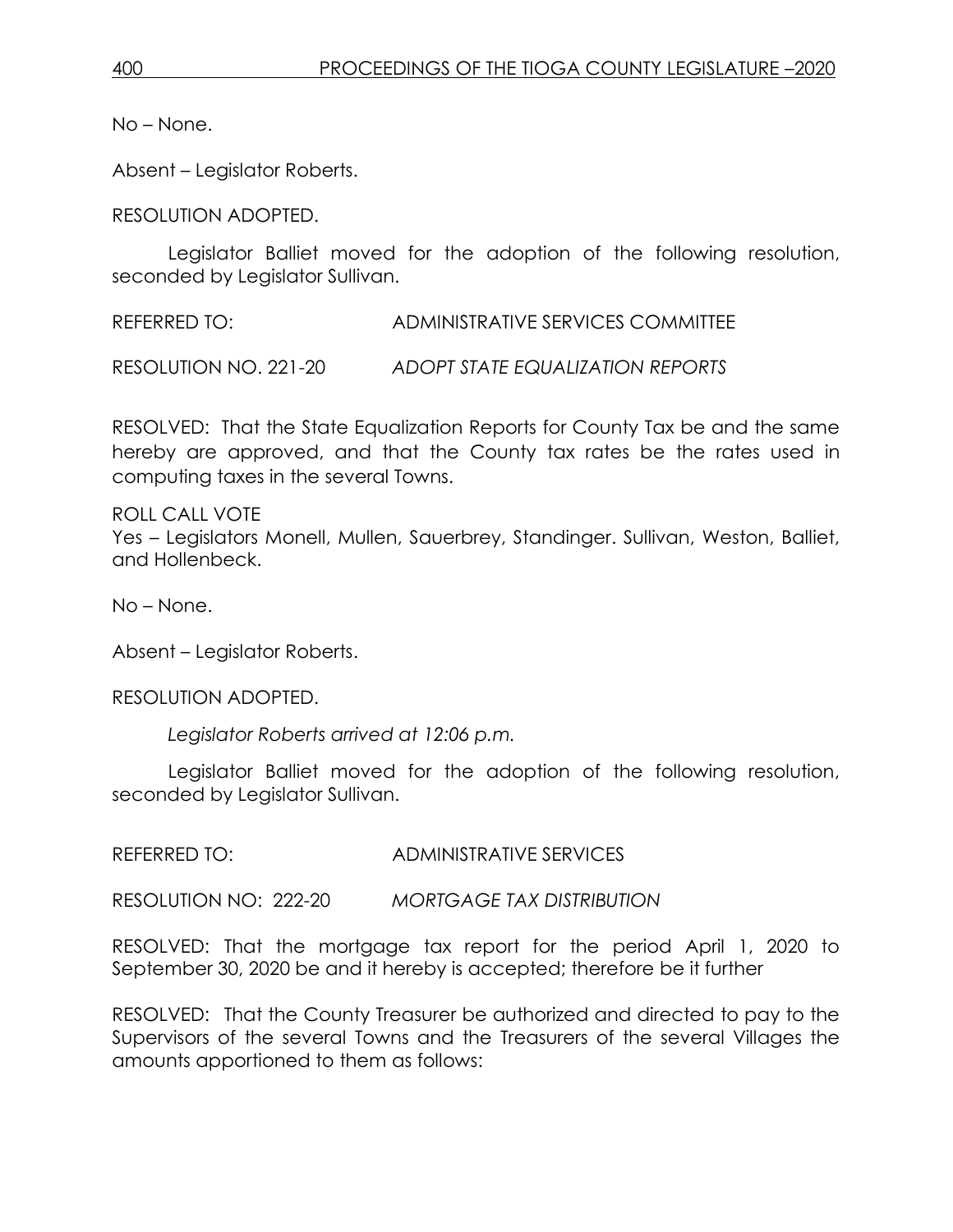No – None.

Absent – Legislator Roberts.

RESOLUTION ADOPTED.

Legislator Balliet moved for the adoption of the following resolution, seconded by Legislator Sullivan.

REFERRED TO: ADMINISTRATIVE SERVICES COMMITTEE

RESOLUTION NO. 221-20 *ADOPT STATE EQUALIZATION REPORTS*

RESOLVED: That the State Equalization Reports for County Tax be and the same hereby are approved, and that the County tax rates be the rates used in computing taxes in the several Towns.

ROLL CALL VOTE
Yes – Legislators Monell, Mullen, Sauerbrey, Standinger. Sullivan, Weston, Balliet, and Hollenbeck.

No – None.

Absent – Legislator Roberts.

RESOLUTION ADOPTED.

*Legislator Roberts arrived at 12:06 p.m.*

Legislator Balliet moved for the adoption of the following resolution, seconded by Legislator Sullivan.

REFERRED TO: ADMINISTRATIVE SERVICES

RESOLUTION NO: 222-20 *MORTGAGE TAX DISTRIBUTION*

RESOLVED: That the mortgage tax report for the period April 1, 2020 to September 30, 2020 be and it hereby is accepted; therefore be it further

RESOLVED: That the County Treasurer be authorized and directed to pay to the Supervisors of the several Towns and the Treasurers of the several Villages the amounts apportioned to them as follows: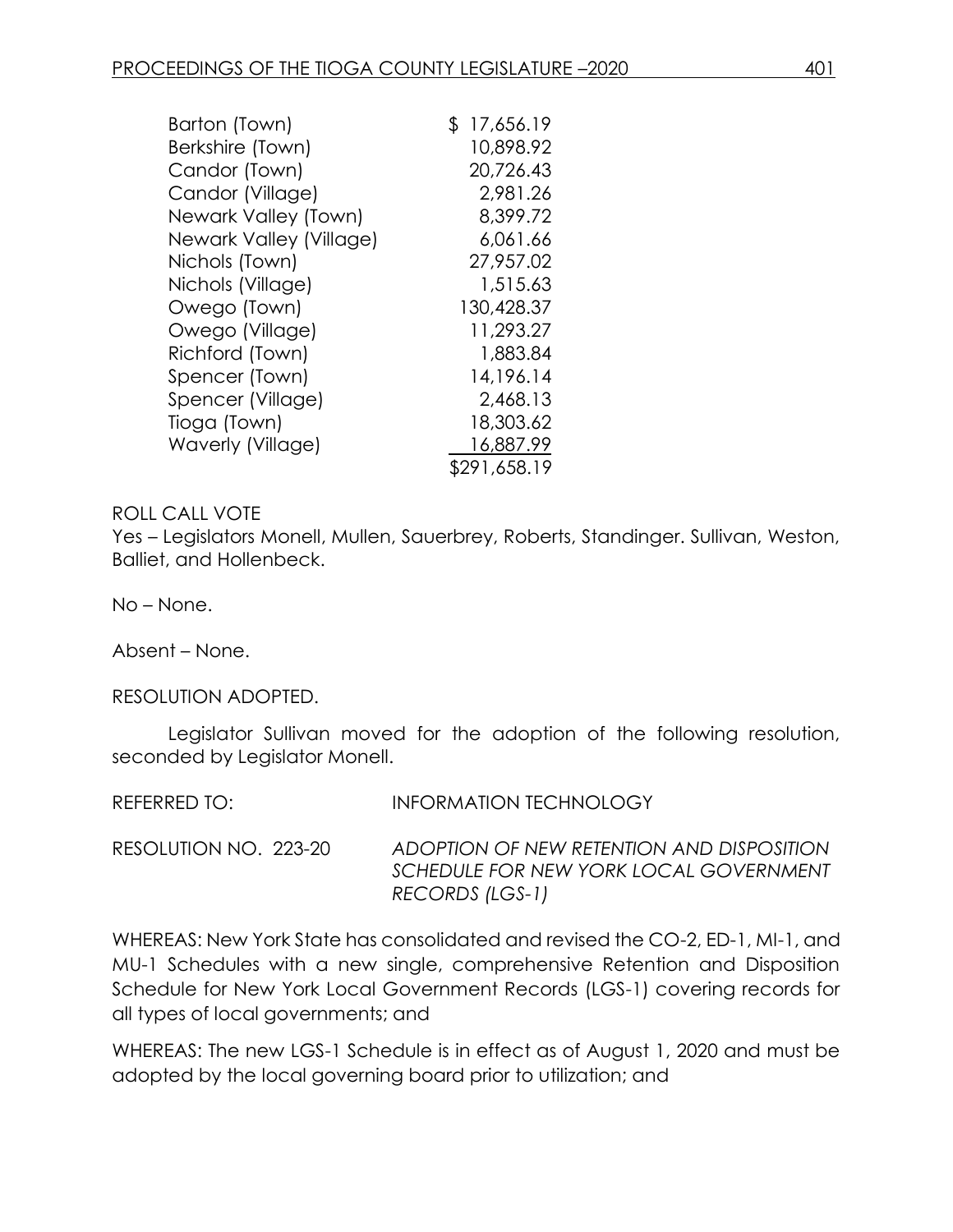| | |
|---|---|
| Barton (Town) | $ 17,656.19 |
| Berkshire (Town) | 10,898.92 |
| Candor (Town) | 20,726.43 |
| Candor (Village) | 2,981.26 |
| Newark Valley (Town) | 8,399.72 |
| Newark Valley (Village) | 6,061.66 |
| Nichols (Town) | 27,957.02 |
| Nichols (Village) | 1,515.63 |
| Owego (Town) | 130,428.37 |
| Owego (Village) | 11,293.27 |
| Richford (Town) | 1,883.84 |
| Spencer (Town) | 14,196.14 |
| Spencer (Village) | 2,468.13 |
| Tioga (Town) | 18,303.62 |
| Waverly (Village) | 16,887.99 |
| | $291,658.19 |

ROLL CALL VOTE

Yes – Legislators Monell, Mullen, Sauerbrey, Roberts, Standinger. Sullivan, Weston, Balliet, and Hollenbeck.

No – None.

Absent – None.

RESOLUTION ADOPTED.

Legislator Sullivan moved for the adoption of the following resolution, seconded by Legislator Monell.

REFERRED TO: INFORMATION TECHNOLOGY

RESOLUTION NO. 223-20 *ADOPTION OF NEW RETENTION AND DISPOSITION SCHEDULE FOR NEW YORK LOCAL GOVERNMENT RECORDS (LGS-1)*

WHEREAS: New York State has consolidated and revised the CO-2, ED-1, MI-1, and MU-1 Schedules with a new single, comprehensive Retention and Disposition Schedule for New York Local Government Records (LGS-1) covering records for all types of local governments; and

WHEREAS: The new LGS-1 Schedule is in effect as of August 1, 2020 and must be adopted by the local governing board prior to utilization; and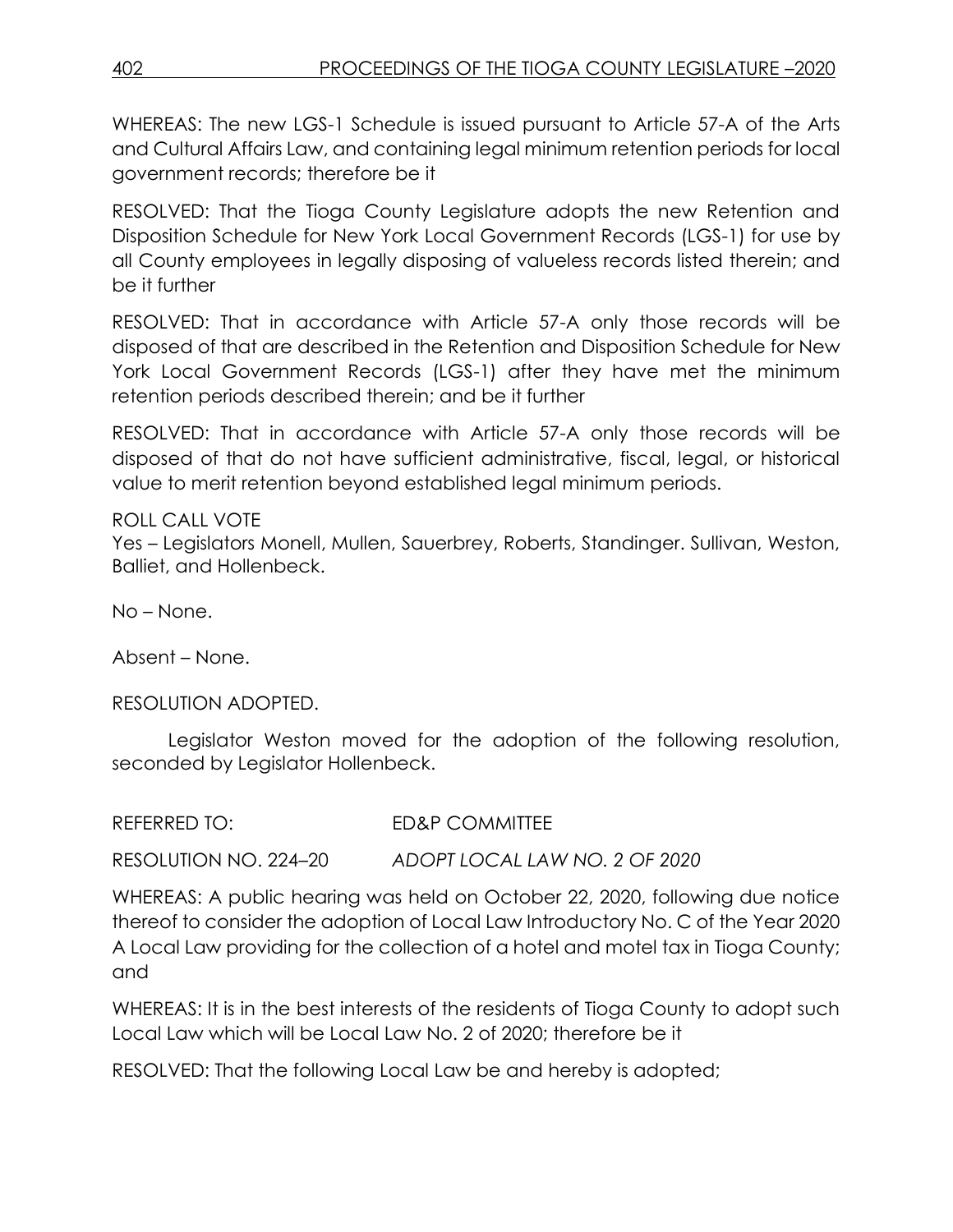WHEREAS: The new LGS-1 Schedule is issued pursuant to Article 57-A of the Arts and Cultural Affairs Law, and containing legal minimum retention periods for local government records; therefore be it

RESOLVED: That the Tioga County Legislature adopts the new Retention and Disposition Schedule for New York Local Government Records (LGS-1) for use by all County employees in legally disposing of valueless records listed therein; and be it further

RESOLVED: That in accordance with Article 57-A only those records will be disposed of that are described in the Retention and Disposition Schedule for New York Local Government Records (LGS-1) after they have met the minimum retention periods described therein; and be it further

RESOLVED: That in accordance with Article 57-A only those records will be disposed of that do not have sufficient administrative, fiscal, legal, or historical value to merit retention beyond established legal minimum periods.

ROLL CALL VOTE
Yes – Legislators Monell, Mullen, Sauerbrey, Roberts, Standinger. Sullivan, Weston, Balliet, and Hollenbeck.

No – None.

Absent – None.

RESOLUTION ADOPTED.

Legislator Weston moved for the adoption of the following resolution, seconded by Legislator Hollenbeck.

REFERRED TO: ED&P COMMITTEE

RESOLUTION NO. 224–20 *ADOPT LOCAL LAW NO. 2 OF 2020*

WHEREAS: A public hearing was held on October 22, 2020, following due notice thereof to consider the adoption of Local Law Introductory No. C of the Year 2020 A Local Law providing for the collection of a hotel and motel tax in Tioga County; and

WHEREAS: It is in the best interests of the residents of Tioga County to adopt such Local Law which will be Local Law No. 2 of 2020; therefore be it

RESOLVED: That the following Local Law be and hereby is adopted;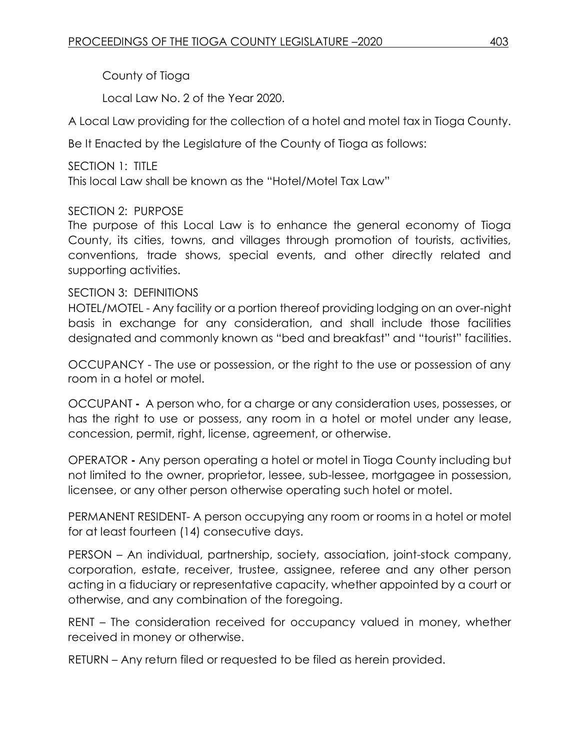County of Tioga

Local Law No. 2 of the Year 2020.

A Local Law providing for the collection of a hotel and motel tax in Tioga County.

Be It Enacted by the Legislature of the County of Tioga as follows:

SECTION 1: TITLE
This local Law shall be known as the "Hotel/Motel Tax Law"

SECTION 2: PURPOSE
The purpose of this Local Law is to enhance the general economy of Tioga County, its cities, towns, and villages through promotion of tourists, activities, conventions, trade shows, special events, and other directly related and supporting activities.

SECTION 3: DEFINITIONS
HOTEL/MOTEL - Any facility or a portion thereof providing lodging on an over-night basis in exchange for any consideration, and shall include those facilities designated and commonly known as "bed and breakfast" and "tourist" facilities.

OCCUPANCY - The use or possession, or the right to the use or possession of any room in a hotel or motel.

OCCUPANT **-** A person who, for a charge or any consideration uses, possesses, or has the right to use or possess, any room in a hotel or motel under any lease, concession, permit, right, license, agreement, or otherwise.

OPERATOR **-** Any person operating a hotel or motel in Tioga County including but not limited to the owner, proprietor, lessee, sub-lessee, mortgagee in possession, licensee, or any other person otherwise operating such hotel or motel.

PERMANENT RESIDENT- A person occupying any room or rooms in a hotel or motel for at least fourteen (14) consecutive days.

PERSON – An individual, partnership, society, association, joint-stock company, corporation, estate, receiver, trustee, assignee, referee and any other person acting in a fiduciary or representative capacity, whether appointed by a court or otherwise, and any combination of the foregoing.

RENT – The consideration received for occupancy valued in money, whether received in money or otherwise.

RETURN – Any return filed or requested to be filed as herein provided.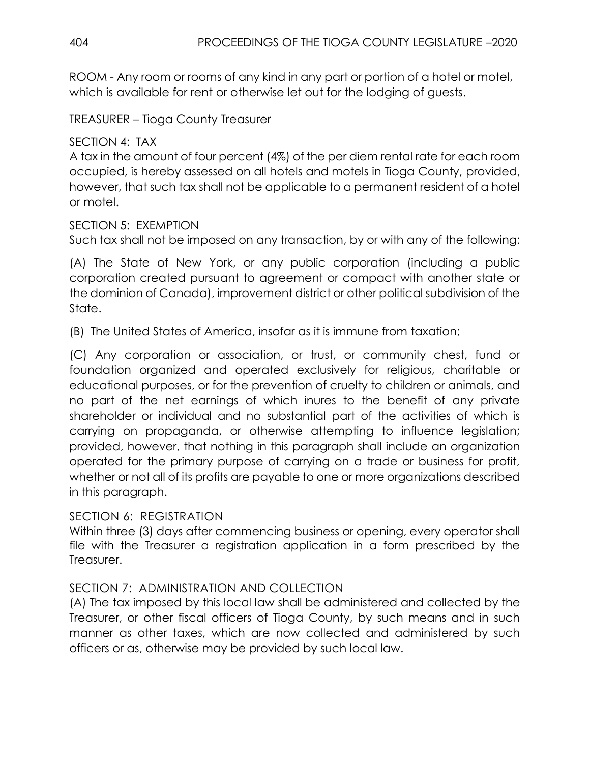ROOM - Any room or rooms of any kind in any part or portion of a hotel or motel, which is available for rent or otherwise let out for the lodging of guests.

TREASURER – Tioga County Treasurer

SECTION 4: TAX

A tax in the amount of four percent (4%) of the per diem rental rate for each room occupied, is hereby assessed on all hotels and motels in Tioga County, provided, however, that such tax shall not be applicable to a permanent resident of a hotel or motel.

SECTION 5: EXEMPTION

Such tax shall not be imposed on any transaction, by or with any of the following:

(A) The State of New York, or any public corporation (including a public corporation created pursuant to agreement or compact with another state or the dominion of Canada), improvement district or other political subdivision of the State.

(B) The United States of America, insofar as it is immune from taxation;

(C) Any corporation or association, or trust, or community chest, fund or foundation organized and operated exclusively for religious, charitable or educational purposes, or for the prevention of cruelty to children or animals, and no part of the net earnings of which inures to the benefit of any private shareholder or individual and no substantial part of the activities of which is carrying on propaganda, or otherwise attempting to influence legislation; provided, however, that nothing in this paragraph shall include an organization operated for the primary purpose of carrying on a trade or business for profit, whether or not all of its profits are payable to one or more organizations described in this paragraph.

SECTION 6: REGISTRATION

Within three (3) days after commencing business or opening, every operator shall file with the Treasurer a registration application in a form prescribed by the Treasurer.

SECTION 7: ADMINISTRATION AND COLLECTION

(A) The tax imposed by this local law shall be administered and collected by the Treasurer, or other fiscal officers of Tioga County, by such means and in such manner as other taxes, which are now collected and administered by such officers or as, otherwise may be provided by such local law.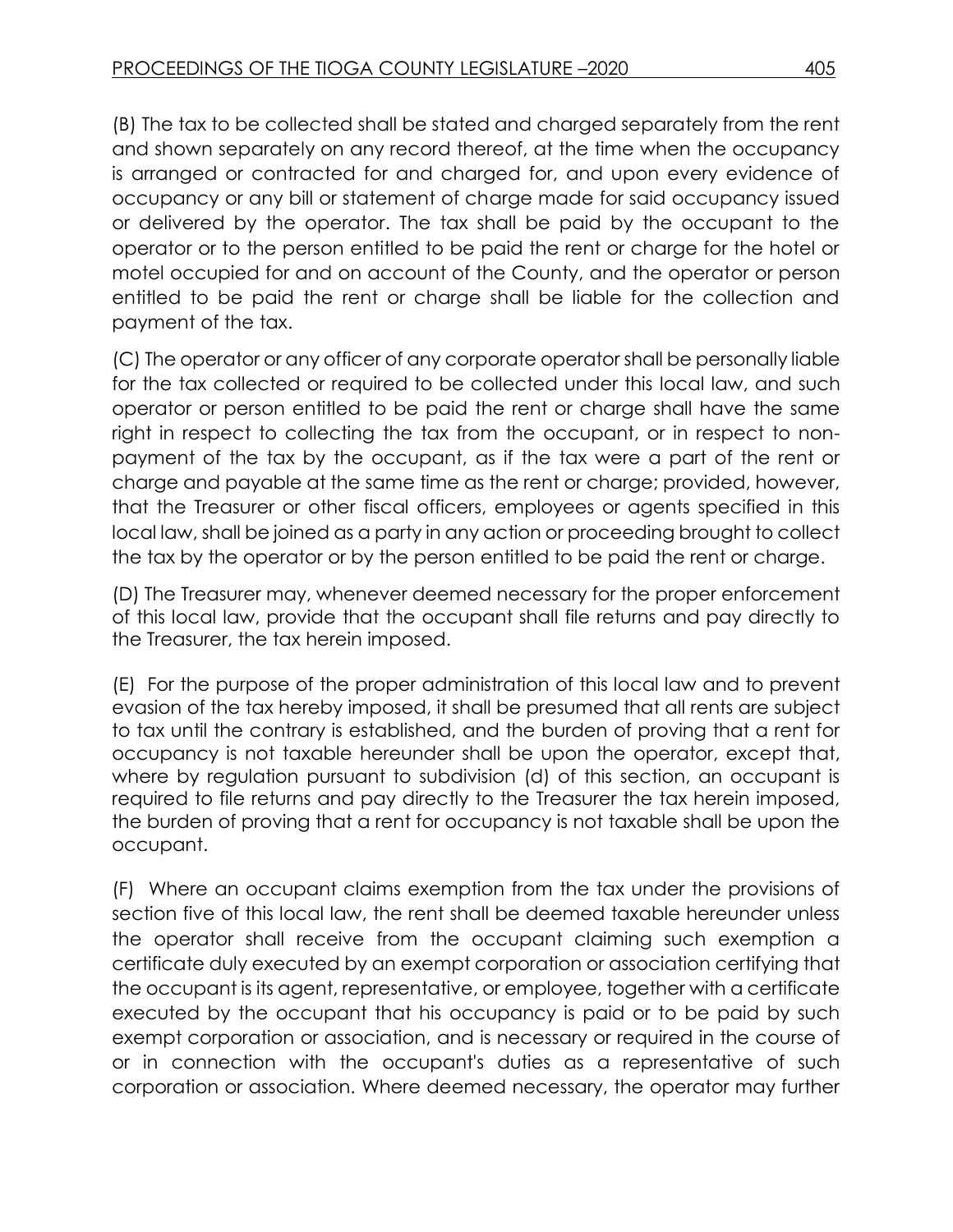(B) The tax to be collected shall be stated and charged separately from the rent and shown separately on any record thereof, at the time when the occupancy is arranged or contracted for and charged for, and upon every evidence of occupancy or any bill or statement of charge made for said occupancy issued or delivered by the operator. The tax shall be paid by the occupant to the operator or to the person entitled to be paid the rent or charge for the hotel or motel occupied for and on account of the County, and the operator or person entitled to be paid the rent or charge shall be liable for the collection and payment of the tax.

(C) The operator or any officer of any corporate operator shall be personally liable for the tax collected or required to be collected under this local law, and such operator or person entitled to be paid the rent or charge shall have the same right in respect to collecting the tax from the occupant, or in respect to non-payment of the tax by the occupant, as if the tax were a part of the rent or charge and payable at the same time as the rent or charge; provided, however, that the Treasurer or other fiscal officers, employees or agents specified in this local law, shall be joined as a party in any action or proceeding brought to collect the tax by the operator or by the person entitled to be paid the rent or charge.

(D) The Treasurer may, whenever deemed necessary for the proper enforcement of this local law, provide that the occupant shall file returns and pay directly to the Treasurer, the tax herein imposed.

(E) For the purpose of the proper administration of this local law and to prevent evasion of the tax hereby imposed, it shall be presumed that all rents are subject to tax until the contrary is established, and the burden of proving that a rent for occupancy is not taxable hereunder shall be upon the operator, except that, where by regulation pursuant to subdivision (d) of this section, an occupant is required to file returns and pay directly to the Treasurer the tax herein imposed, the burden of proving that a rent for occupancy is not taxable shall be upon the occupant.

(F) Where an occupant claims exemption from the tax under the provisions of section five of this local law, the rent shall be deemed taxable hereunder unless the operator shall receive from the occupant claiming such exemption a certificate duly executed by an exempt corporation or association certifying that the occupant is its agent, representative, or employee, together with a certificate executed by the occupant that his occupancy is paid or to be paid by such exempt corporation or association, and is necessary or required in the course of or in connection with the occupant's duties as a representative of such corporation or association. Where deemed necessary, the operator may further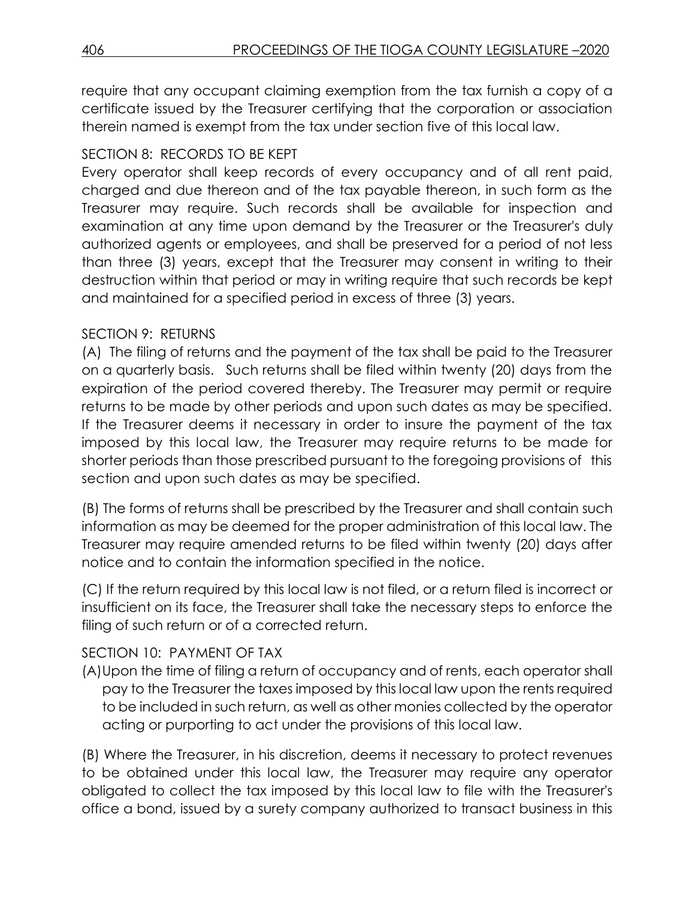require that any occupant claiming exemption from the tax furnish a copy of a certificate issued by the Treasurer certifying that the corporation or association therein named is exempt from the tax under section five of this local law.

SECTION 8: RECORDS TO BE KEPT

Every operator shall keep records of every occupancy and of all rent paid, charged and due thereon and of the tax payable thereon, in such form as the Treasurer may require. Such records shall be available for inspection and examination at any time upon demand by the Treasurer or the Treasurer's duly authorized agents or employees, and shall be preserved for a period of not less than three (3) years, except that the Treasurer may consent in writing to their destruction within that period or may in writing require that such records be kept and maintained for a specified period in excess of three (3) years.

SECTION 9: RETURNS

(A) The filing of returns and the payment of the tax shall be paid to the Treasurer on a quarterly basis. Such returns shall be filed within twenty (20) days from the expiration of the period covered thereby. The Treasurer may permit or require returns to be made by other periods and upon such dates as may be specified. If the Treasurer deems it necessary in order to insure the payment of the tax imposed by this local law, the Treasurer may require returns to be made for shorter periods than those prescribed pursuant to the foregoing provisions of this section and upon such dates as may be specified.

(B) The forms of returns shall be prescribed by the Treasurer and shall contain such information as may be deemed for the proper administration of this local law. The Treasurer may require amended returns to be filed within twenty (20) days after notice and to contain the information specified in the notice.

(C) If the return required by this local law is not filed, or a return filed is incorrect or insufficient on its face, the Treasurer shall take the necessary steps to enforce the filing of such return or of a corrected return.

SECTION 10: PAYMENT OF TAX

(A) Upon the time of filing a return of occupancy and of rents, each operator shall pay to the Treasurer the taxes imposed by this local law upon the rents required to be included in such return, as well as other monies collected by the operator acting or purporting to act under the provisions of this local law.

(B) Where the Treasurer, in his discretion, deems it necessary to protect revenues to be obtained under this local law, the Treasurer may require any operator obligated to collect the tax imposed by this local law to file with the Treasurer's office a bond, issued by a surety company authorized to transact business in this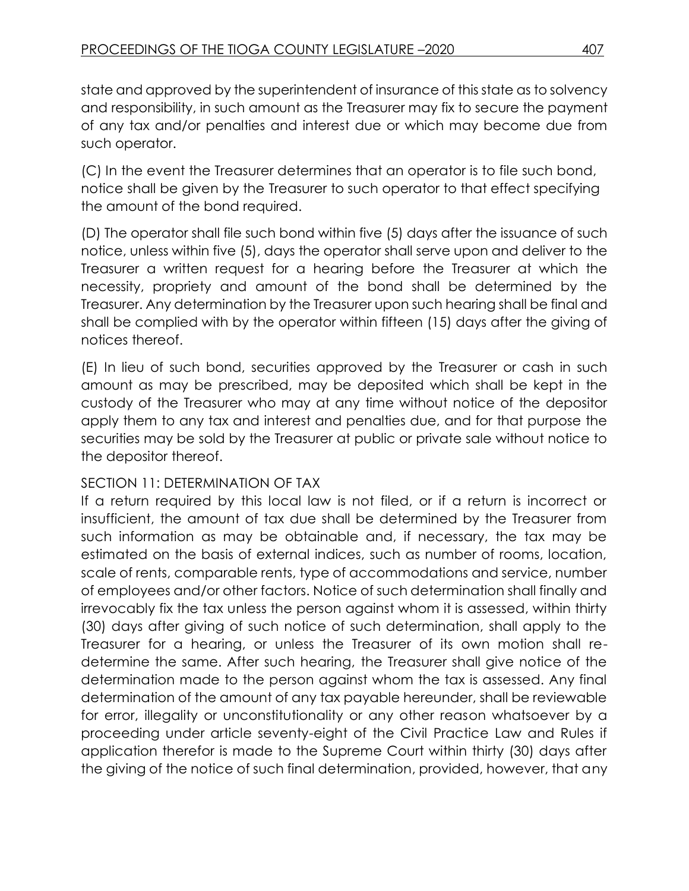state and approved by the superintendent of insurance of this state as to solvency and responsibility, in such amount as the Treasurer may fix to secure the payment of any tax and/or penalties and interest due or which may become due from such operator.

(C) In the event the Treasurer determines that an operator is to file such bond, notice shall be given by the Treasurer to such operator to that effect specifying the amount of the bond required.

(D) The operator shall file such bond within five (5) days after the issuance of such notice, unless within five (5), days the operator shall serve upon and deliver to the Treasurer a written request for a hearing before the Treasurer at which the necessity, propriety and amount of the bond shall be determined by the Treasurer. Any determination by the Treasurer upon such hearing shall be final and shall be complied with by the operator within fifteen (15) days after the giving of notices thereof.

(E) In lieu of such bond, securities approved by the Treasurer or cash in such amount as may be prescribed, may be deposited which shall be kept in the custody of the Treasurer who may at any time without notice of the depositor apply them to any tax and interest and penalties due, and for that purpose the securities may be sold by the Treasurer at public or private sale without notice to the depositor thereof.

SECTION 11: DETERMINATION OF TAX

If a return required by this local law is not filed, or if a return is incorrect or insufficient, the amount of tax due shall be determined by the Treasurer from such information as may be obtainable and, if necessary, the tax may be estimated on the basis of external indices, such as number of rooms, location, scale of rents, comparable rents, type of accommodations and service, number of employees and/or other factors. Notice of such determination shall finally and irrevocably fix the tax unless the person against whom it is assessed, within thirty (30) days after giving of such notice of such determination, shall apply to the Treasurer for a hearing, or unless the Treasurer of its own motion shall re-determine the same. After such hearing, the Treasurer shall give notice of the determination made to the person against whom the tax is assessed. Any final determination of the amount of any tax payable hereunder, shall be reviewable for error, illegality or unconstitutionality or any other reason whatsoever by a proceeding under article seventy-eight of the Civil Practice Law and Rules if application therefor is made to the Supreme Court within thirty (30) days after the giving of the notice of such final determination, provided, however, that any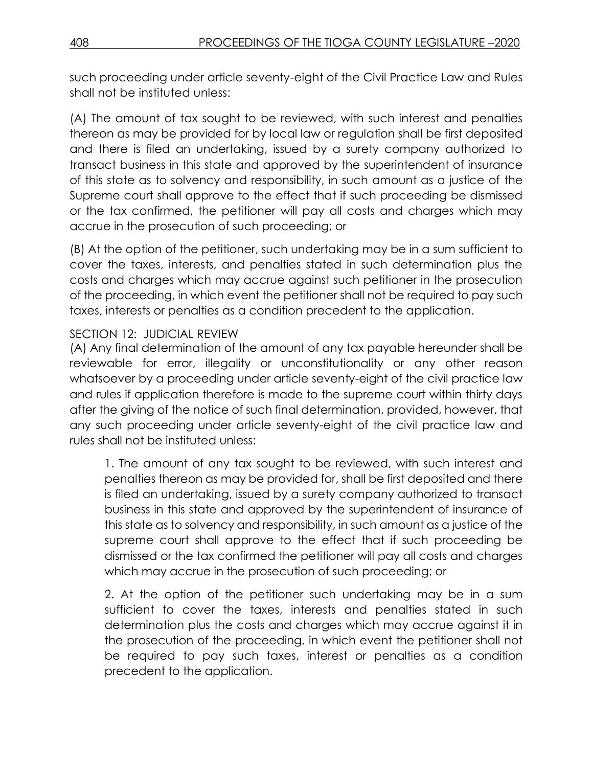such proceeding under article seventy-eight of the Civil Practice Law and Rules shall not be instituted unless:

(A) The amount of tax sought to be reviewed, with such interest and penalties thereon as may be provided for by local law or regulation shall be first deposited and there is filed an undertaking, issued by a surety company authorized to transact business in this state and approved by the superintendent of insurance of this state as to solvency and responsibility, in such amount as a justice of the Supreme court shall approve to the effect that if such proceeding be dismissed or the tax confirmed, the petitioner will pay all costs and charges which may accrue in the prosecution of such proceeding; or

(B) At the option of the petitioner, such undertaking may be in a sum sufficient to cover the taxes, interests, and penalties stated in such determination plus the costs and charges which may accrue against such petitioner in the prosecution of the proceeding, in which event the petitioner shall not be required to pay such taxes, interests or penalties as a condition precedent to the application.

SECTION 12: JUDICIAL REVIEW

(A) Any final determination of the amount of any tax payable hereunder shall be reviewable for error, illegality or unconstitutionality or any other reason whatsoever by a proceeding under article seventy-eight of the civil practice law and rules if application therefore is made to the supreme court within thirty days after the giving of the notice of such final determination, provided, however, that any such proceeding under article seventy-eight of the civil practice law and rules shall not be instituted unless:

1. The amount of any tax sought to be reviewed, with such interest and penalties thereon as may be provided for, shall be first deposited and there is filed an undertaking, issued by a surety company authorized to transact business in this state and approved by the superintendent of insurance of this state as to solvency and responsibility, in such amount as a justice of the supreme court shall approve to the effect that if such proceeding be dismissed or the tax confirmed the petitioner will pay all costs and charges which may accrue in the prosecution of such proceeding; or

2. At the option of the petitioner such undertaking may be in a sum sufficient to cover the taxes, interests and penalties stated in such determination plus the costs and charges which may accrue against it in the prosecution of the proceeding, in which event the petitioner shall not be required to pay such taxes, interest or penalties as a condition precedent to the application.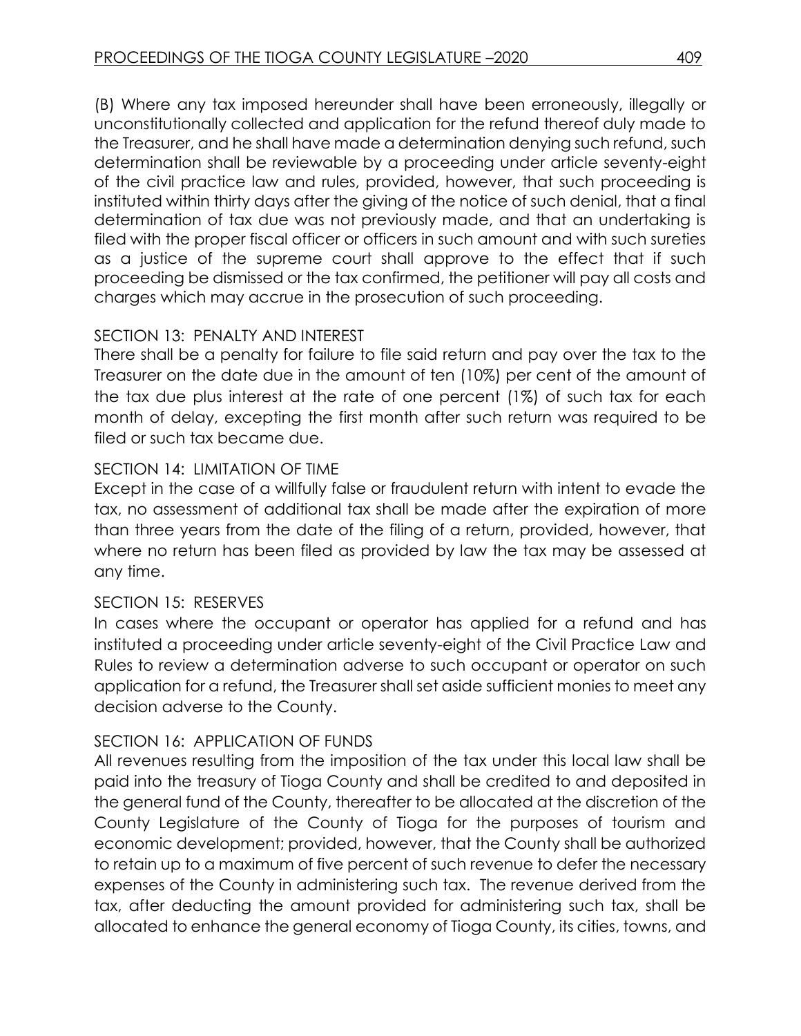(B) Where any tax imposed hereunder shall have been erroneously, illegally or unconstitutionally collected and application for the refund thereof duly made to the Treasurer, and he shall have made a determination denying such refund, such determination shall be reviewable by a proceeding under article seventy-eight of the civil practice law and rules, provided, however, that such proceeding is instituted within thirty days after the giving of the notice of such denial, that a final determination of tax due was not previously made, and that an undertaking is filed with the proper fiscal officer or officers in such amount and with such sureties as a justice of the supreme court shall approve to the effect that if such proceeding be dismissed or the tax confirmed, the petitioner will pay all costs and charges which may accrue in the prosecution of such proceeding.

SECTION 13: PENALTY AND INTEREST

There shall be a penalty for failure to file said return and pay over the tax to the Treasurer on the date due in the amount of ten (10%) per cent of the amount of the tax due plus interest at the rate of one percent (1%) of such tax for each month of delay, excepting the first month after such return was required to be filed or such tax became due.

SECTION 14: LIMITATION OF TIME

Except in the case of a willfully false or fraudulent return with intent to evade the tax, no assessment of additional tax shall be made after the expiration of more than three years from the date of the filing of a return, provided, however, that where no return has been filed as provided by law the tax may be assessed at any time.

SECTION 15: RESERVES

In cases where the occupant or operator has applied for a refund and has instituted a proceeding under article seventy-eight of the Civil Practice Law and Rules to review a determination adverse to such occupant or operator on such application for a refund, the Treasurer shall set aside sufficient monies to meet any decision adverse to the County.

SECTION 16: APPLICATION OF FUNDS

All revenues resulting from the imposition of the tax under this local law shall be paid into the treasury of Tioga County and shall be credited to and deposited in the general fund of the County, thereafter to be allocated at the discretion of the County Legislature of the County of Tioga for the purposes of tourism and economic development; provided, however, that the County shall be authorized to retain up to a maximum of five percent of such revenue to defer the necessary expenses of the County in administering such tax. The revenue derived from the tax, after deducting the amount provided for administering such tax, shall be allocated to enhance the general economy of Tioga County, its cities, towns, and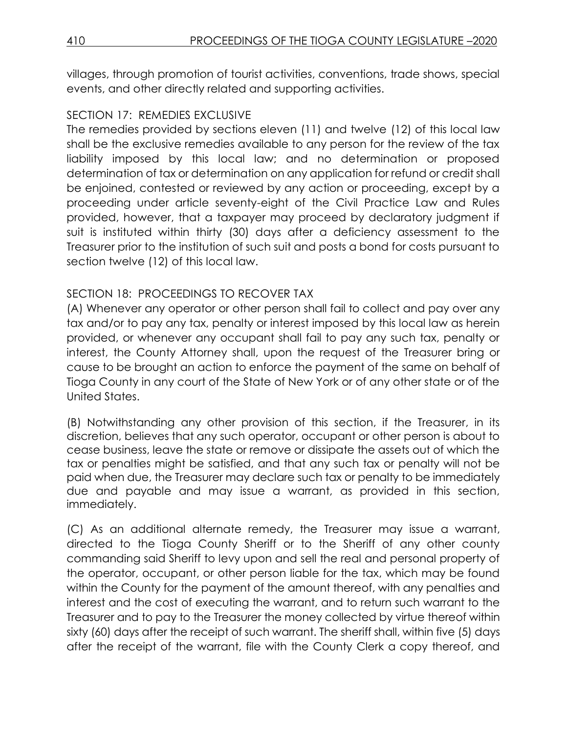villages, through promotion of tourist activities, conventions, trade shows, special events, and other directly related and supporting activities.

SECTION 17: REMEDIES EXCLUSIVE

The remedies provided by sections eleven (11) and twelve (12) of this local law shall be the exclusive remedies available to any person for the review of the tax liability imposed by this local law; and no determination or proposed determination of tax or determination on any application for refund or credit shall be enjoined, contested or reviewed by any action or proceeding, except by a proceeding under article seventy-eight of the Civil Practice Law and Rules provided, however, that a taxpayer may proceed by declaratory judgment if suit is instituted within thirty (30) days after a deficiency assessment to the Treasurer prior to the institution of such suit and posts a bond for costs pursuant to section twelve (12) of this local law.

SECTION 18: PROCEEDINGS TO RECOVER TAX

(A) Whenever any operator or other person shall fail to collect and pay over any tax and/or to pay any tax, penalty or interest imposed by this local law as herein provided, or whenever any occupant shall fail to pay any such tax, penalty or interest, the County Attorney shall, upon the request of the Treasurer bring or cause to be brought an action to enforce the payment of the same on behalf of Tioga County in any court of the State of New York or of any other state or of the United States.

(B) Notwithstanding any other provision of this section, if the Treasurer, in its discretion, believes that any such operator, occupant or other person is about to cease business, leave the state or remove or dissipate the assets out of which the tax or penalties might be satisfied, and that any such tax or penalty will not be paid when due, the Treasurer may declare such tax or penalty to be immediately due and payable and may issue a warrant, as provided in this section, immediately.

(C) As an additional alternate remedy, the Treasurer may issue a warrant, directed to the Tioga County Sheriff or to the Sheriff of any other county commanding said Sheriff to levy upon and sell the real and personal property of the operator, occupant, or other person liable for the tax, which may be found within the County for the payment of the amount thereof, with any penalties and interest and the cost of executing the warrant, and to return such warrant to the Treasurer and to pay to the Treasurer the money collected by virtue thereof within sixty (60) days after the receipt of such warrant. The sheriff shall, within five (5) days after the receipt of the warrant, file with the County Clerk a copy thereof, and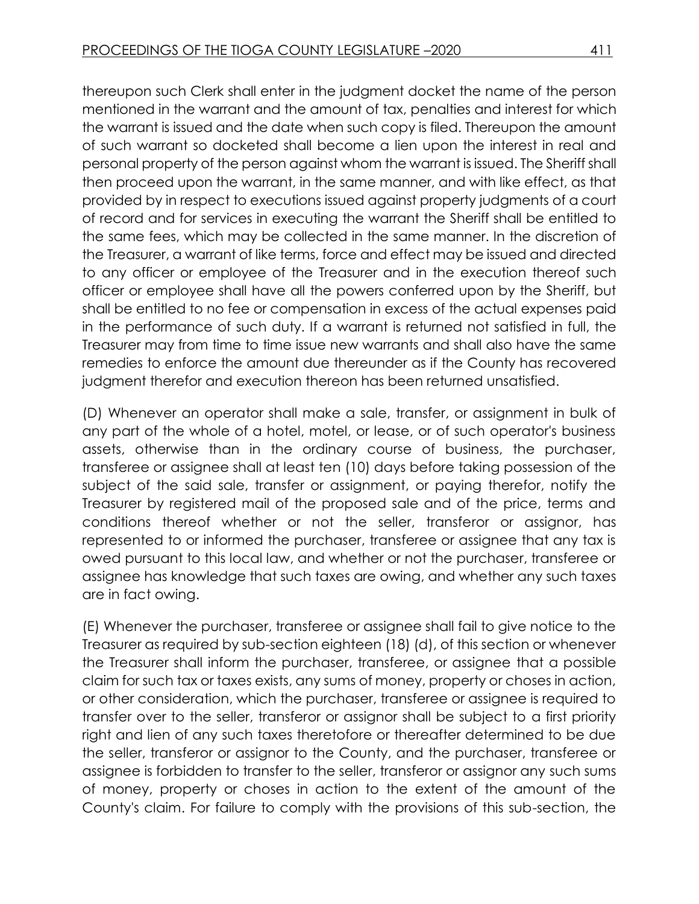thereupon such Clerk shall enter in the judgment docket the name of the person mentioned in the warrant and the amount of tax, penalties and interest for which the warrant is issued and the date when such copy is filed. Thereupon the amount of such warrant so docketed shall become a lien upon the interest in real and personal property of the person against whom the warrant is issued. The Sheriff shall then proceed upon the warrant, in the same manner, and with like effect, as that provided by in respect to executions issued against property judgments of a court of record and for services in executing the warrant the Sheriff shall be entitled to the same fees, which may be collected in the same manner. In the discretion of the Treasurer, a warrant of like terms, force and effect may be issued and directed to any officer or employee of the Treasurer and in the execution thereof such officer or employee shall have all the powers conferred upon by the Sheriff, but shall be entitled to no fee or compensation in excess of the actual expenses paid in the performance of such duty. If a warrant is returned not satisfied in full, the Treasurer may from time to time issue new warrants and shall also have the same remedies to enforce the amount due thereunder as if the County has recovered judgment therefor and execution thereon has been returned unsatisfied.

(D) Whenever an operator shall make a sale, transfer, or assignment in bulk of any part of the whole of a hotel, motel, or lease, or of such operator's business assets, otherwise than in the ordinary course of business, the purchaser, transferee or assignee shall at least ten (10) days before taking possession of the subject of the said sale, transfer or assignment, or paying therefor, notify the Treasurer by registered mail of the proposed sale and of the price, terms and conditions thereof whether or not the seller, transferor or assignor, has represented to or informed the purchaser, transferee or assignee that any tax is owed pursuant to this local law, and whether or not the purchaser, transferee or assignee has knowledge that such taxes are owing, and whether any such taxes are in fact owing.

(E) Whenever the purchaser, transferee or assignee shall fail to give notice to the Treasurer as required by sub-section eighteen (18) (d), of this section or whenever the Treasurer shall inform the purchaser, transferee, or assignee that a possible claim for such tax or taxes exists, any sums of money, property or choses in action, or other consideration, which the purchaser, transferee or assignee is required to transfer over to the seller, transferor or assignor shall be subject to a first priority right and lien of any such taxes theretofore or thereafter determined to be due the seller, transferor or assignor to the County, and the purchaser, transferee or assignee is forbidden to transfer to the seller, transferor or assignor any such sums of money, property or choses in action to the extent of the amount of the County's claim. For failure to comply with the provisions of this sub-section, the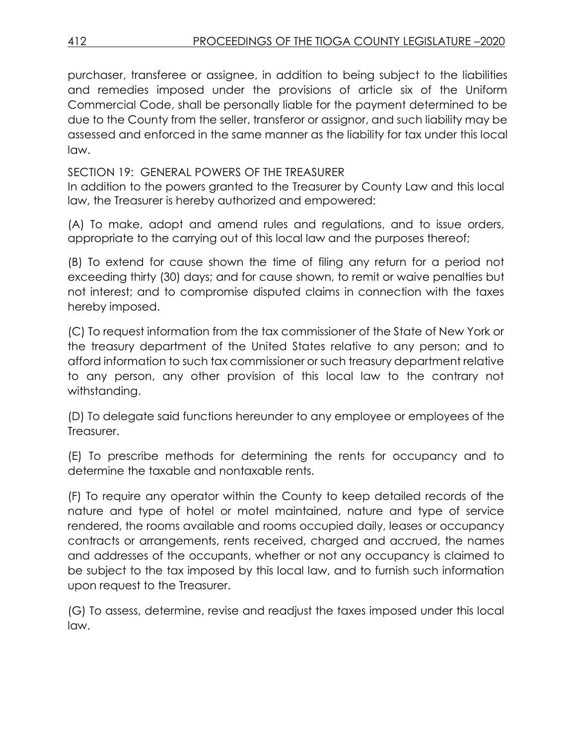purchaser, transferee or assignee, in addition to being subject to the liabilities and remedies imposed under the provisions of article six of the Uniform Commercial Code, shall be personally liable for the payment determined to be due to the County from the seller, transferor or assignor, and such liability may be assessed and enforced in the same manner as the liability for tax under this local law.

SECTION 19: GENERAL POWERS OF THE TREASURER

In addition to the powers granted to the Treasurer by County Law and this local law, the Treasurer is hereby authorized and empowered:

(A) To make, adopt and amend rules and regulations, and to issue orders, appropriate to the carrying out of this local law and the purposes thereof;

(B) To extend for cause shown the time of filing any return for a period not exceeding thirty (30) days; and for cause shown, to remit or waive penalties but not interest; and to compromise disputed claims in connection with the taxes hereby imposed.

(C) To request information from the tax commissioner of the State of New York or the treasury department of the United States relative to any person; and to afford information to such tax commissioner or such treasury department relative to any person, any other provision of this local law to the contrary not withstanding.

(D) To delegate said functions hereunder to any employee or employees of the Treasurer.

(E) To prescribe methods for determining the rents for occupancy and to determine the taxable and nontaxable rents.

(F) To require any operator within the County to keep detailed records of the nature and type of hotel or motel maintained, nature and type of service rendered, the rooms available and rooms occupied daily, leases or occupancy contracts or arrangements, rents received, charged and accrued, the names and addresses of the occupants, whether or not any occupancy is claimed to be subject to the tax imposed by this local law, and to furnish such information upon request to the Treasurer.

(G) To assess, determine, revise and readjust the taxes imposed under this local law.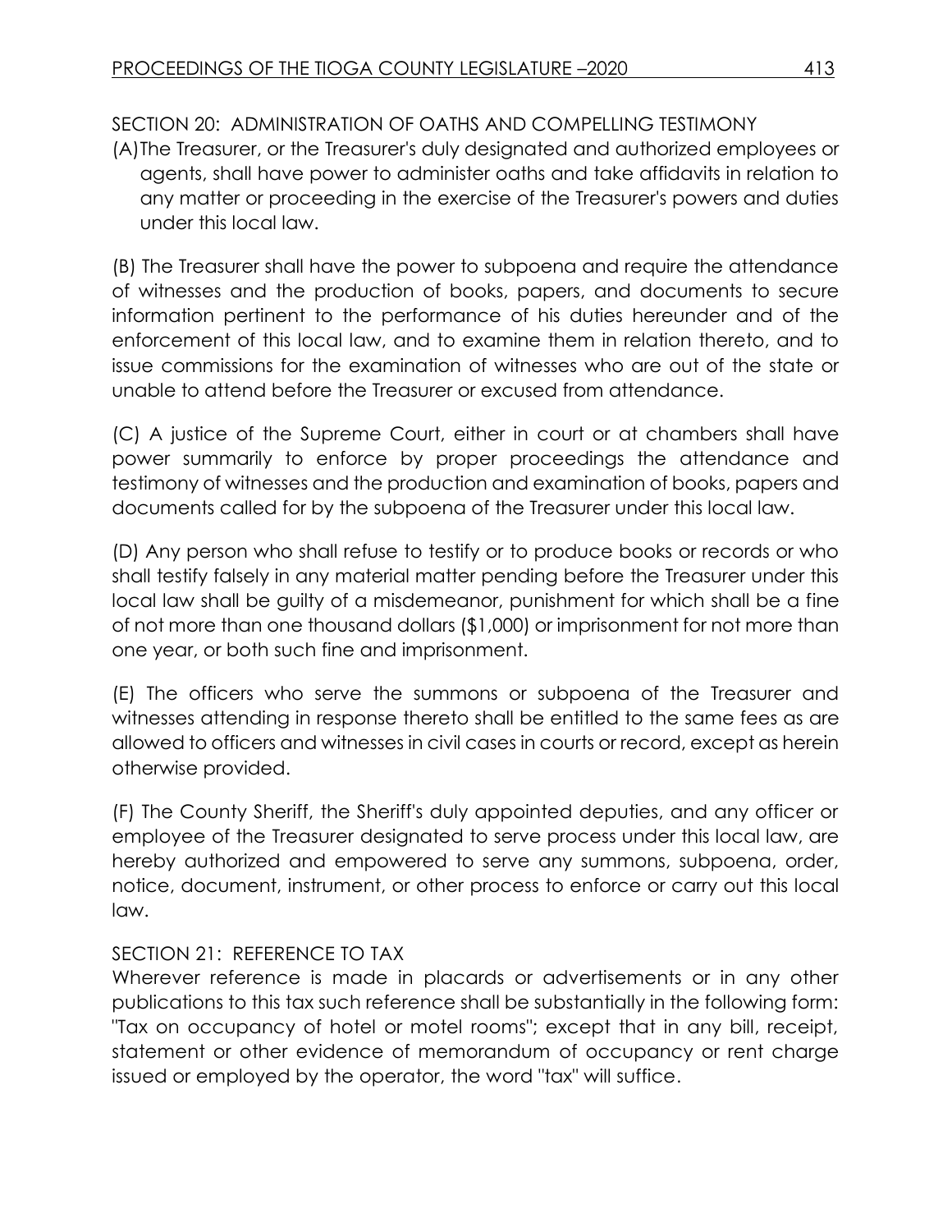SECTION 20: ADMINISTRATION OF OATHS AND COMPELLING TESTIMONY

(A) The Treasurer, or the Treasurer's duly designated and authorized employees or agents, shall have power to administer oaths and take affidavits in relation to any matter or proceeding in the exercise of the Treasurer's powers and duties under this local law.

(B) The Treasurer shall have the power to subpoena and require the attendance of witnesses and the production of books, papers, and documents to secure information pertinent to the performance of his duties hereunder and of the enforcement of this local law, and to examine them in relation thereto, and to issue commissions for the examination of witnesses who are out of the state or unable to attend before the Treasurer or excused from attendance.

(C) A justice of the Supreme Court, either in court or at chambers shall have power summarily to enforce by proper proceedings the attendance and testimony of witnesses and the production and examination of books, papers and documents called for by the subpoena of the Treasurer under this local law.

(D) Any person who shall refuse to testify or to produce books or records or who shall testify falsely in any material matter pending before the Treasurer under this local law shall be guilty of a misdemeanor, punishment for which shall be a fine of not more than one thousand dollars ($1,000) or imprisonment for not more than one year, or both such fine and imprisonment.

(E) The officers who serve the summons or subpoena of the Treasurer and witnesses attending in response thereto shall be entitled to the same fees as are allowed to officers and witnesses in civil cases in courts or record, except as herein otherwise provided.

(F) The County Sheriff, the Sheriff's duly appointed deputies, and any officer or employee of the Treasurer designated to serve process under this local law, are hereby authorized and empowered to serve any summons, subpoena, order, notice, document, instrument, or other process to enforce or carry out this local law.

SECTION 21: REFERENCE TO TAX

Wherever reference is made in placards or advertisements or in any other publications to this tax such reference shall be substantially in the following form: "Tax on occupancy of hotel or motel rooms"; except that in any bill, receipt, statement or other evidence of memorandum of occupancy or rent charge issued or employed by the operator, the word "tax" will suffice.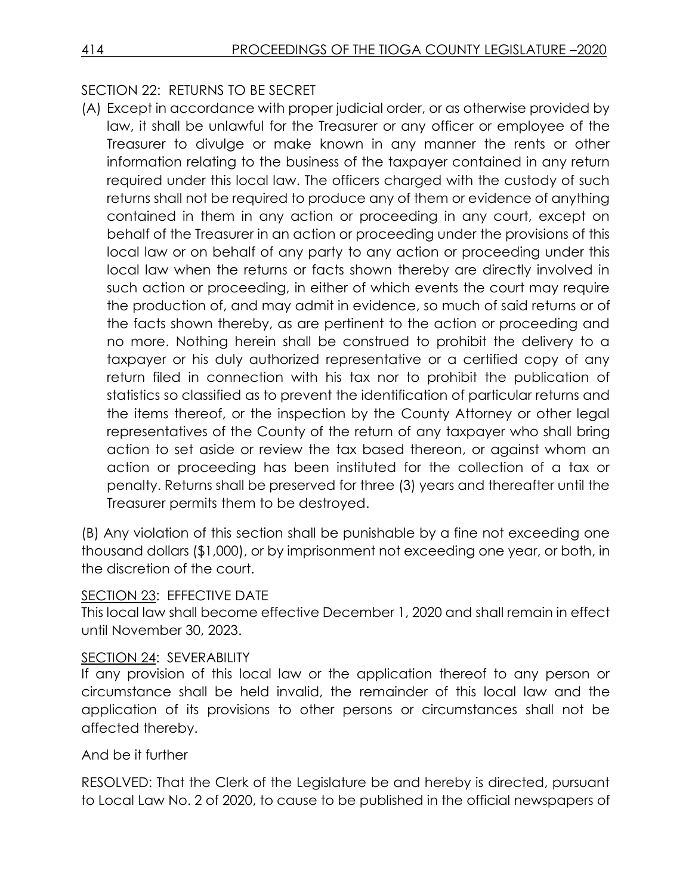SECTION 22: RETURNS TO BE SECRET

(A) Except in accordance with proper judicial order, or as otherwise provided by law, it shall be unlawful for the Treasurer or any officer or employee of the Treasurer to divulge or make known in any manner the rents or other information relating to the business of the taxpayer contained in any return required under this local law. The officers charged with the custody of such returns shall not be required to produce any of them or evidence of anything contained in them in any action or proceeding in any court, except on behalf of the Treasurer in an action or proceeding under the provisions of this local law or on behalf of any party to any action or proceeding under this local law when the returns or facts shown thereby are directly involved in such action or proceeding, in either of which events the court may require the production of, and may admit in evidence, so much of said returns or of the facts shown thereby, as are pertinent to the action or proceeding and no more. Nothing herein shall be construed to prohibit the delivery to a taxpayer or his duly authorized representative or a certified copy of any return filed in connection with his tax nor to prohibit the publication of statistics so classified as to prevent the identification of particular returns and the items thereof, or the inspection by the County Attorney or other legal representatives of the County of the return of any taxpayer who shall bring action to set aside or review the tax based thereon, or against whom an action or proceeding has been instituted for the collection of a tax or penalty. Returns shall be preserved for three (3) years and thereafter until the Treasurer permits them to be destroyed.

(B) Any violation of this section shall be punishable by a fine not exceeding one thousand dollars ($1,000), or by imprisonment not exceeding one year, or both, in the discretion of the court.

SECTION 23: EFFECTIVE DATE

This local law shall become effective December 1, 2020 and shall remain in effect until November 30, 2023.

SECTION 24: SEVERABILITY

If any provision of this local law or the application thereof to any person or circumstance shall be held invalid, the remainder of this local law and the application of its provisions to other persons or circumstances shall not be affected thereby.

And be it further

RESOLVED: That the Clerk of the Legislature be and hereby is directed, pursuant to Local Law No. 2 of 2020, to cause to be published in the official newspapers of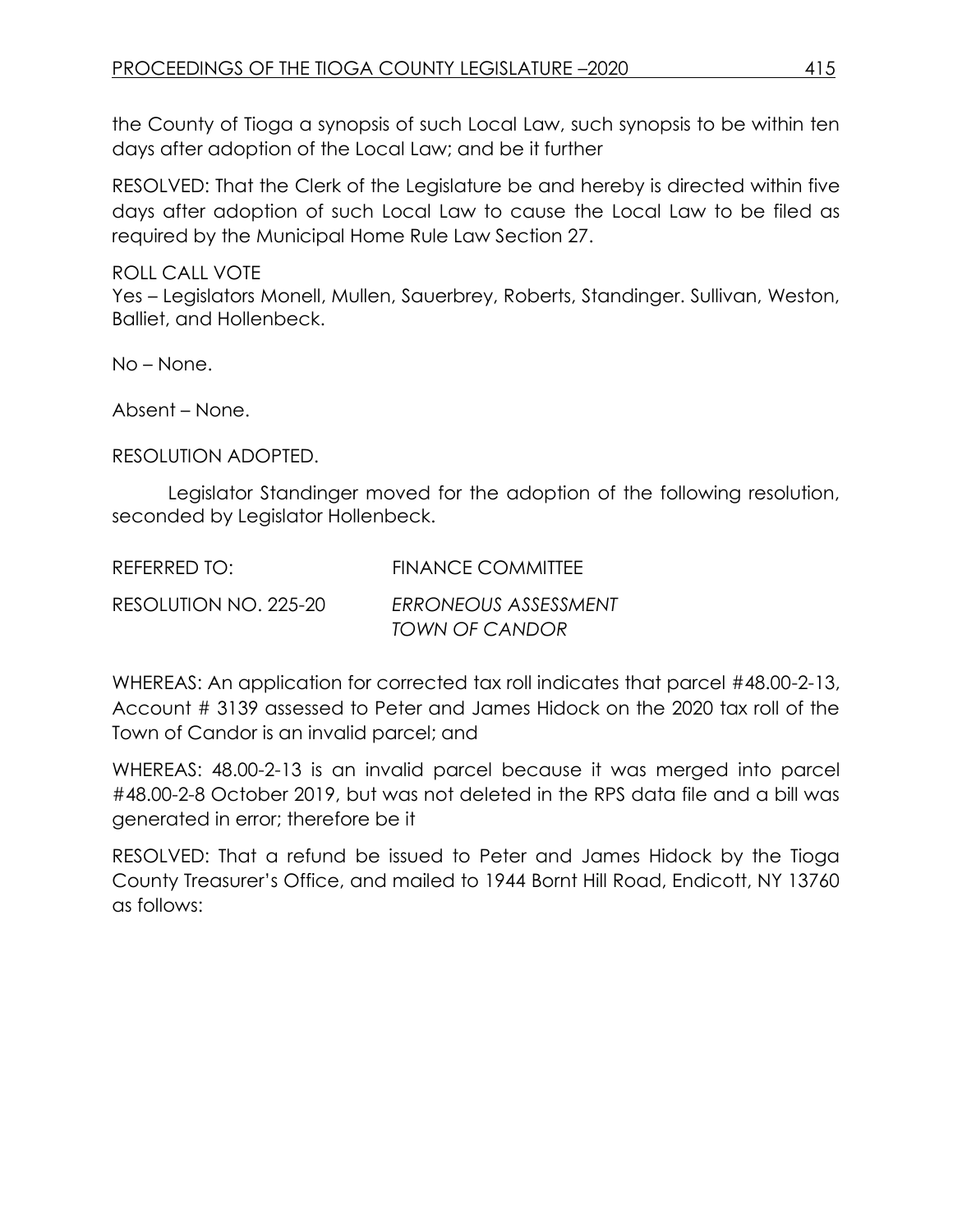the County of Tioga a synopsis of such Local Law, such synopsis to be within ten days after adoption of the Local Law; and be it further

RESOLVED: That the Clerk of the Legislature be and hereby is directed within five days after adoption of such Local Law to cause the Local Law to be filed as required by the Municipal Home Rule Law Section 27.

ROLL CALL VOTE
Yes – Legislators Monell, Mullen, Sauerbrey, Roberts, Standinger. Sullivan, Weston, Balliet, and Hollenbeck.

No – None.

Absent – None.

RESOLUTION ADOPTED.

Legislator Standinger moved for the adoption of the following resolution, seconded by Legislator Hollenbeck.

REFERRED TO: FINANCE COMMITTEE

RESOLUTION NO. 225-20 *ERRONEOUS ASSESSMENT TOWN OF CANDOR*

WHEREAS: An application for corrected tax roll indicates that parcel #48.00-2-13, Account # 3139 assessed to Peter and James Hidock on the 2020 tax roll of the Town of Candor is an invalid parcel; and

WHEREAS: 48.00-2-13 is an invalid parcel because it was merged into parcel #48.00-2-8 October 2019, but was not deleted in the RPS data file and a bill was generated in error; therefore be it

RESOLVED: That a refund be issued to Peter and James Hidock by the Tioga County Treasurer's Office, and mailed to 1944 Bornt Hill Road, Endicott, NY 13760 as follows: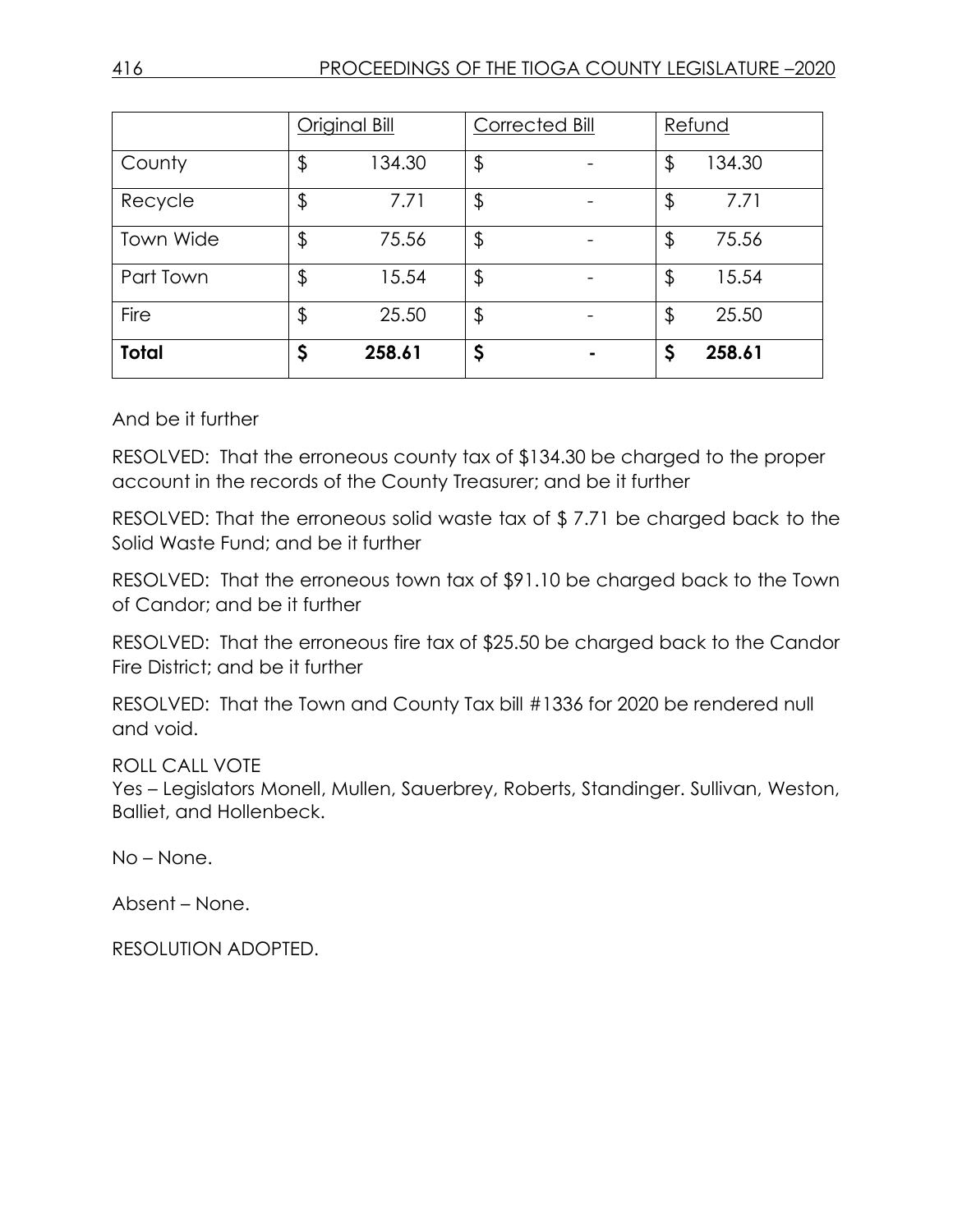| | Original Bill | Corrected Bill | Refund |
|---|---|---|---|
| County | $ 134.30 | $ - | $ 134.30 |
| Recycle | $ 7.71 | $ - | $ 7.71 |
| Town Wide | $ 75.56 | $ - | $ 75.56 |
| Part Town | $ 15.54 | $ - | $ 15.54 |
| Fire | $ 25.50 | $ - | $ 25.50 |
| **Total** | **$ 258.61** | **$ -** | **$ 258.61** |

And be it further

RESOLVED: That the erroneous county tax of $134.30 be charged to the proper account in the records of the County Treasurer; and be it further

RESOLVED: That the erroneous solid waste tax of $ 7.71 be charged back to the Solid Waste Fund; and be it further

RESOLVED: That the erroneous town tax of $91.10 be charged back to the Town of Candor; and be it further

RESOLVED: That the erroneous fire tax of $25.50 be charged back to the Candor Fire District; and be it further

RESOLVED: That the Town and County Tax bill #1336 for 2020 be rendered null and void.

ROLL CALL VOTE
Yes – Legislators Monell, Mullen, Sauerbrey, Roberts, Standinger. Sullivan, Weston, Balliet, and Hollenbeck.

No – None.

Absent – None.

RESOLUTION ADOPTED.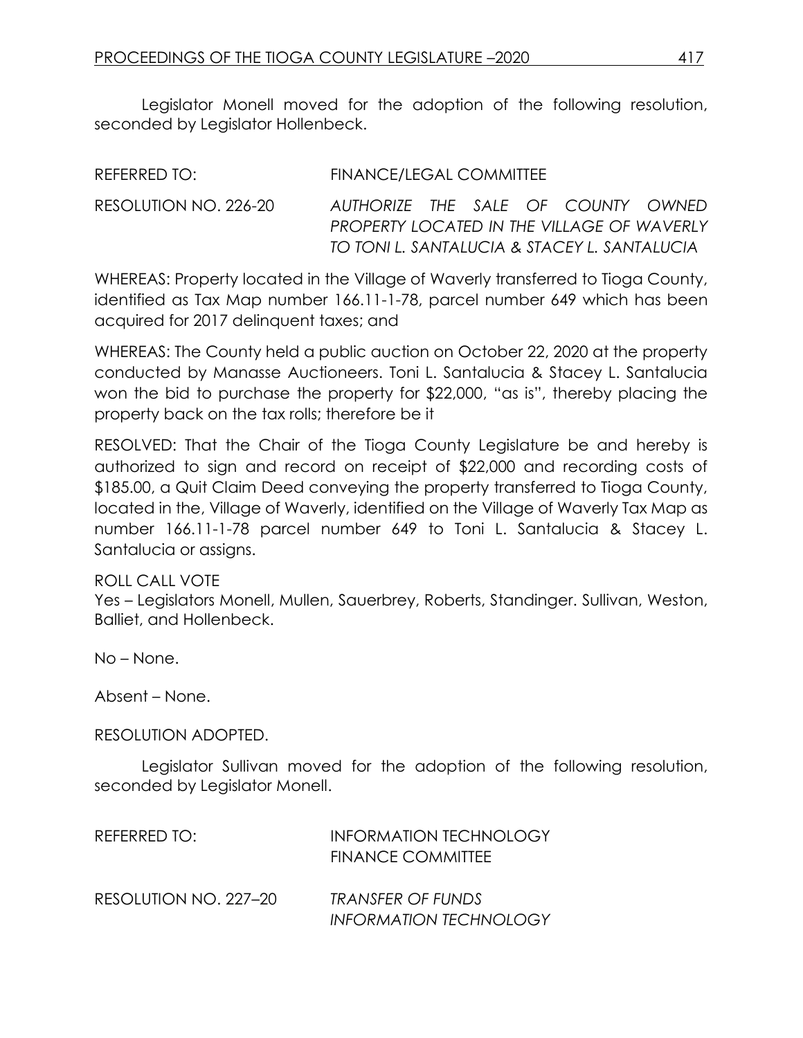Legislator Monell moved for the adoption of the following resolution, seconded by Legislator Hollenbeck.

REFERRED TO: FINANCE/LEGAL COMMITTEE

RESOLUTION NO. 226-20 *AUTHORIZE THE SALE OF COUNTY OWNED PROPERTY LOCATED IN THE VILLAGE OF WAVERLY TO TONI L. SANTALUCIA & STACEY L. SANTALUCIA*

WHEREAS: Property located in the Village of Waverly transferred to Tioga County, identified as Tax Map number 166.11-1-78, parcel number 649 which has been acquired for 2017 delinquent taxes; and

WHEREAS: The County held a public auction on October 22, 2020 at the property conducted by Manasse Auctioneers. Toni L. Santalucia & Stacey L. Santalucia won the bid to purchase the property for $22,000, "as is", thereby placing the property back on the tax rolls; therefore be it

RESOLVED: That the Chair of the Tioga County Legislature be and hereby is authorized to sign and record on receipt of $22,000 and recording costs of $185.00, a Quit Claim Deed conveying the property transferred to Tioga County, located in the, Village of Waverly, identified on the Village of Waverly Tax Map as number 166.11-1-78 parcel number 649 to Toni L. Santalucia & Stacey L. Santalucia or assigns.

ROLL CALL VOTE
Yes – Legislators Monell, Mullen, Sauerbrey, Roberts, Standinger. Sullivan, Weston, Balliet, and Hollenbeck.

No – None.

Absent – None.

RESOLUTION ADOPTED.

Legislator Sullivan moved for the adoption of the following resolution, seconded by Legislator Monell.

REFERRED TO: INFORMATION TECHNOLOGY
FINANCE COMMITTEE

RESOLUTION NO. 227–20 *TRANSFER OF FUNDS INFORMATION TECHNOLOGY*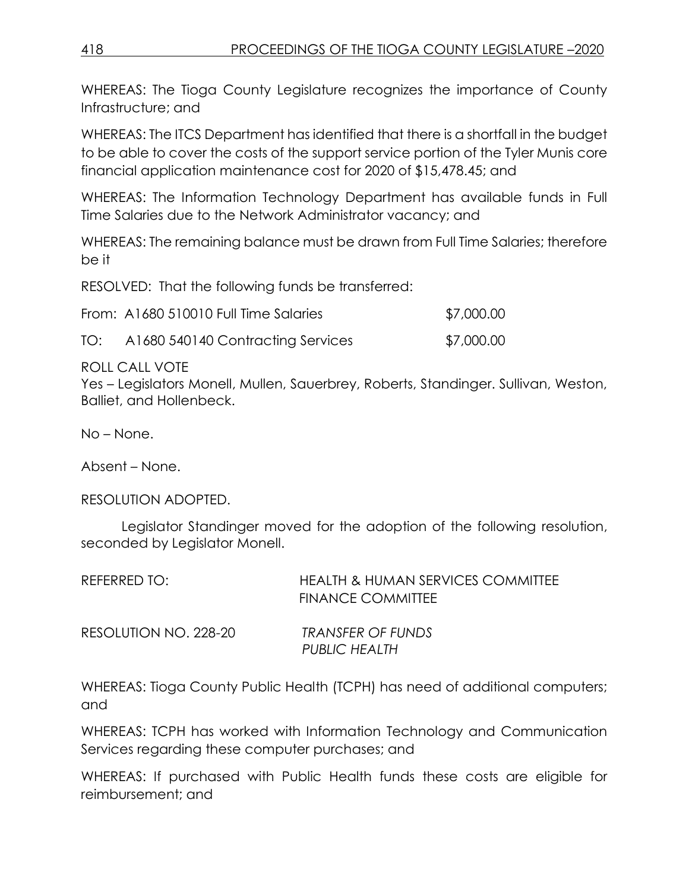WHEREAS: The Tioga County Legislature recognizes the importance of County Infrastructure; and

WHEREAS: The ITCS Department has identified that there is a shortfall in the budget to be able to cover the costs of the support service portion of the Tyler Munis core financial application maintenance cost for 2020 of $15,478.45; and

WHEREAS: The Information Technology Department has available funds in Full Time Salaries due to the Network Administrator vacancy; and

WHEREAS: The remaining balance must be drawn from Full Time Salaries; therefore be it

RESOLVED: That the following funds be transferred:

From: A1680 510010 Full Time Salaries $7,000.00

TO: A1680 540140 Contracting Services $7,000.00

ROLL CALL VOTE
Yes – Legislators Monell, Mullen, Sauerbrey, Roberts, Standinger. Sullivan, Weston, Balliet, and Hollenbeck.

No – None.

Absent – None.

RESOLUTION ADOPTED.

Legislator Standinger moved for the adoption of the following resolution, seconded by Legislator Monell.

REFERRED TO: HEALTH & HUMAN SERVICES COMMITTEE
FINANCE COMMITTEE

RESOLUTION NO. 228-20 *TRANSFER OF FUNDS PUBLIC HEALTH*

WHEREAS: Tioga County Public Health (TCPH) has need of additional computers; and

WHEREAS: TCPH has worked with Information Technology and Communication Services regarding these computer purchases; and

WHEREAS: If purchased with Public Health funds these costs are eligible for reimbursement; and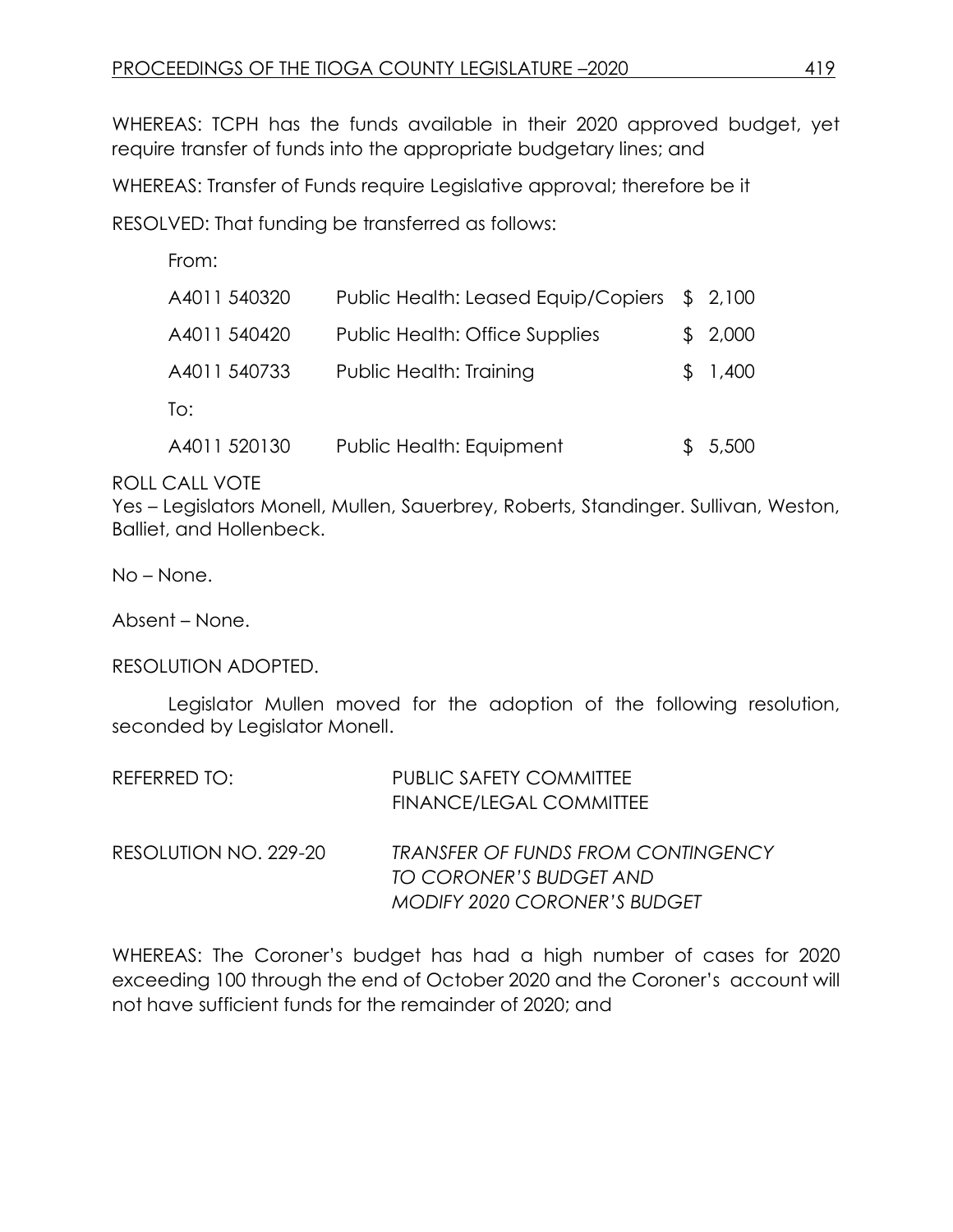WHEREAS: TCPH has the funds available in their 2020 approved budget, yet require transfer of funds into the appropriate budgetary lines; and

WHEREAS: Transfer of Funds require Legislative approval; therefore be it

RESOLVED: That funding be transferred as follows:

| | | |
|---|---|---|
| From: | | |
| A4011 540320 | Public Health: Leased Equip/Copiers | $ 2,100 |
| A4011 540420 | Public Health: Office Supplies | $ 2,000 |
| A4011 540733 | Public Health: Training | $ 1,400 |
| To: | | |
| A4011 520130 | Public Health: Equipment | $ 5,500 |

ROLL CALL VOTE
Yes – Legislators Monell, Mullen, Sauerbrey, Roberts, Standinger. Sullivan, Weston, Balliet, and Hollenbeck.

No – None.

Absent – None.

RESOLUTION ADOPTED.

Legislator Mullen moved for the adoption of the following resolution, seconded by Legislator Monell.

REFERRED TO: PUBLIC SAFETY COMMITTEE
FINANCE/LEGAL COMMITTEE

RESOLUTION NO. 229-20 *TRANSFER OF FUNDS FROM CONTINGENCY TO CORONER'S BUDGET AND MODIFY 2020 CORONER'S BUDGET*

WHEREAS: The Coroner's budget has had a high number of cases for 2020 exceeding 100 through the end of October 2020 and the Coroner's account will not have sufficient funds for the remainder of 2020; and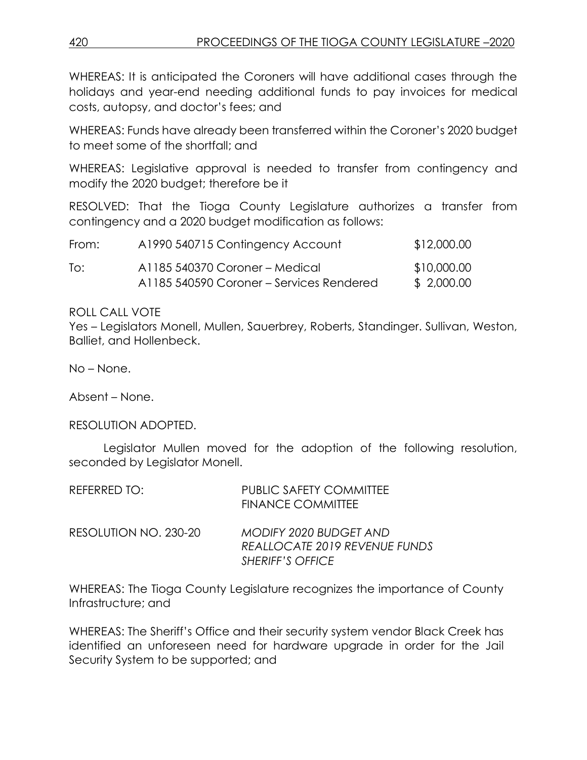WHEREAS: It is anticipated the Coroners will have additional cases through the holidays and year-end needing additional funds to pay invoices for medical costs, autopsy, and doctor's fees; and

WHEREAS: Funds have already been transferred within the Coroner's 2020 budget to meet some of the shortfall; and

WHEREAS: Legislative approval is needed to transfer from contingency and modify the 2020 budget; therefore be it

RESOLVED: That the Tioga County Legislature authorizes a transfer from contingency and a 2020 budget modification as follows:

| | | |
|---|---|---|
| From: | A1990 540715 Contingency Account | $12,000.00 |
| To: | A1185 540370 Coroner – Medical | $10,000.00 |
| | A1185 540590 Coroner – Services Rendered | $ 2,000.00 |

ROLL CALL VOTE
Yes – Legislators Monell, Mullen, Sauerbrey, Roberts, Standinger. Sullivan, Weston, Balliet, and Hollenbeck.

No – None.

Absent – None.

RESOLUTION ADOPTED.

Legislator Mullen moved for the adoption of the following resolution, seconded by Legislator Monell.

REFERRED TO: PUBLIC SAFETY COMMITTEE
FINANCE COMMITTEE

RESOLUTION NO. 230-20 *MODIFY 2020 BUDGET AND REALLOCATE 2019 REVENUE FUNDS SHERIFF'S OFFICE*

WHEREAS: The Tioga County Legislature recognizes the importance of County Infrastructure; and

WHEREAS: The Sheriff's Office and their security system vendor Black Creek has identified an unforeseen need for hardware upgrade in order for the Jail Security System to be supported; and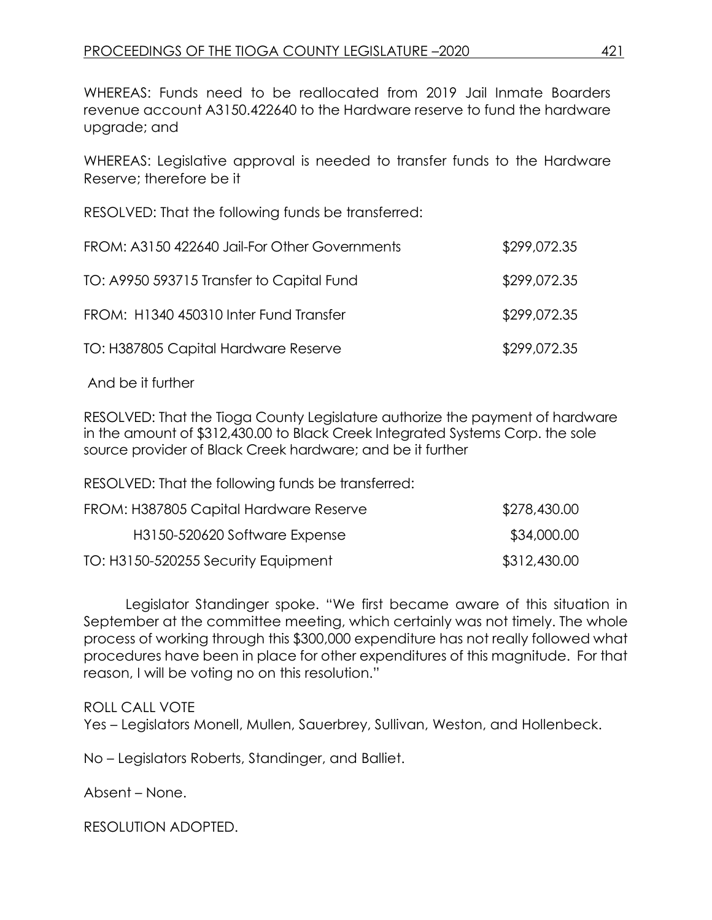WHEREAS: Funds need to be reallocated from 2019 Jail Inmate Boarders revenue account A3150.422640 to the Hardware reserve to fund the hardware upgrade; and

WHEREAS: Legislative approval is needed to transfer funds to the Hardware Reserve; therefore be it

RESOLVED: That the following funds be transferred:

| | |
|---|---|
| FROM: A3150 422640 Jail-For Other Governments | $299,072.35 |
| TO: A9950 593715 Transfer to Capital Fund | $299,072.35 |
| FROM: H1340 450310 Inter Fund Transfer | $299,072.35 |
| TO: H387805 Capital Hardware Reserve | $299,072.35 |

And be it further

RESOLVED: That the Tioga County Legislature authorize the payment of hardware in the amount of $312,430.00 to Black Creek Integrated Systems Corp. the sole source provider of Black Creek hardware; and be it further

RESOLVED: That the following funds be transferred:

| | |
|---|---|
| FROM: H387805 Capital Hardware Reserve | $278,430.00 |
| H3150-520620 Software Expense | $34,000.00 |
| TO: H3150-520255 Security Equipment | $312,430.00 |

Legislator Standinger spoke. "We first became aware of this situation in September at the committee meeting, which certainly was not timely. The whole process of working through this $300,000 expenditure has not really followed what procedures have been in place for other expenditures of this magnitude. For that reason, I will be voting no on this resolution."

ROLL CALL VOTE
Yes – Legislators Monell, Mullen, Sauerbrey, Sullivan, Weston, and Hollenbeck.

No – Legislators Roberts, Standinger, and Balliet.

Absent – None.

RESOLUTION ADOPTED.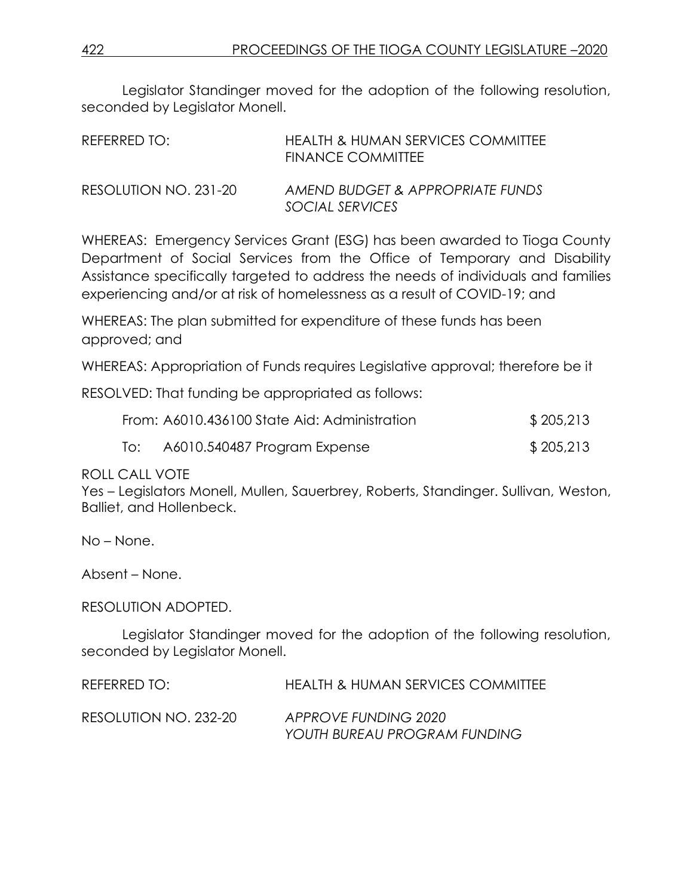Legislator Standinger moved for the adoption of the following resolution, seconded by Legislator Monell.

REFERRED TO: HEALTH & HUMAN SERVICES COMMITTEE
FINANCE COMMITTEE

RESOLUTION NO. 231-20 *AMEND BUDGET & APPROPRIATE FUNDS SOCIAL SERVICES*

WHEREAS: Emergency Services Grant (ESG) has been awarded to Tioga County Department of Social Services from the Office of Temporary and Disability Assistance specifically targeted to address the needs of individuals and families experiencing and/or at risk of homelessness as a result of COVID-19; and

WHEREAS: The plan submitted for expenditure of these funds has been approved; and

WHEREAS: Appropriation of Funds requires Legislative approval; therefore be it

RESOLVED: That funding be appropriated as follows:

| | | |
|---|---|---|
| From: | A6010.436100 State Aid: Administration | $ 205,213 |
| To: | A6010.540487 Program Expense | $ 205,213 |

ROLL CALL VOTE
Yes – Legislators Monell, Mullen, Sauerbrey, Roberts, Standinger. Sullivan, Weston, Balliet, and Hollenbeck.

No – None.

Absent – None.

RESOLUTION ADOPTED.

Legislator Standinger moved for the adoption of the following resolution, seconded by Legislator Monell.

REFERRED TO: HEALTH & HUMAN SERVICES COMMITTEE

RESOLUTION NO. 232-20 *APPROVE FUNDING 2020 YOUTH BUREAU PROGRAM FUNDING*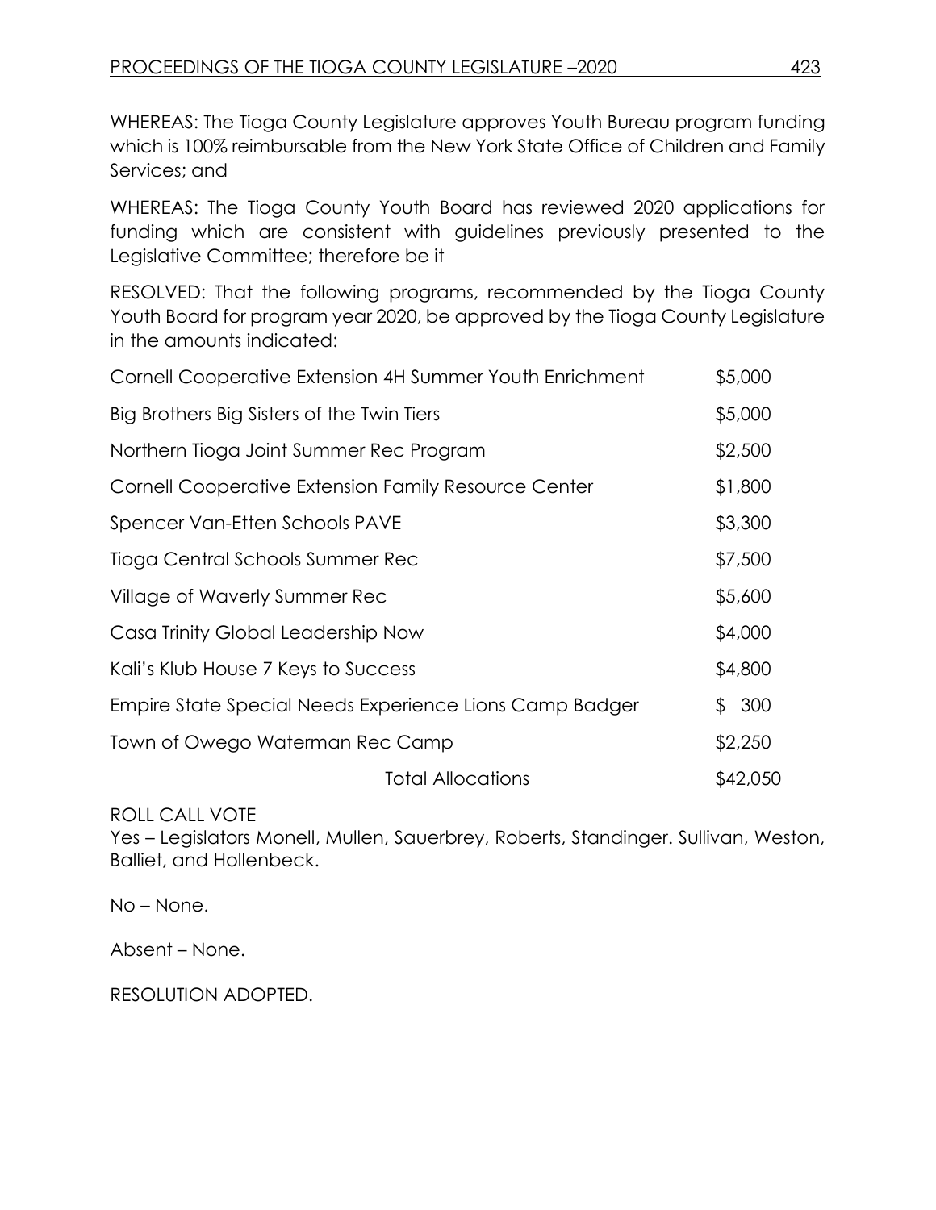WHEREAS: The Tioga County Legislature approves Youth Bureau program funding which is 100% reimbursable from the New York State Office of Children and Family Services; and

WHEREAS: The Tioga County Youth Board has reviewed 2020 applications for funding which are consistent with guidelines previously presented to the Legislative Committee; therefore be it

RESOLVED: That the following programs, recommended by the Tioga County Youth Board for program year 2020, be approved by the Tioga County Legislature in the amounts indicated:

| | |
|---|---|
| Cornell Cooperative Extension 4H Summer Youth Enrichment | $5,000 |
| Big Brothers Big Sisters of the Twin Tiers | $5,000 |
| Northern Tioga Joint Summer Rec Program | $2,500 |
| Cornell Cooperative Extension Family Resource Center | $1,800 |
| Spencer Van-Etten Schools PAVE | $3,300 |
| Tioga Central Schools Summer Rec | $7,500 |
| Village of Waverly Summer Rec | $5,600 |
| Casa Trinity Global Leadership Now | $4,000 |
| Kali's Klub House 7 Keys to Success | $4,800 |
| Empire State Special Needs Experience Lions Camp Badger | $ 300 |
| Town of Owego Waterman Rec Camp | $2,250 |
| Total Allocations | $42,050 |

ROLL CALL VOTE
Yes – Legislators Monell, Mullen, Sauerbrey, Roberts, Standinger. Sullivan, Weston, Balliet, and Hollenbeck.

No – None.

Absent – None.

RESOLUTION ADOPTED.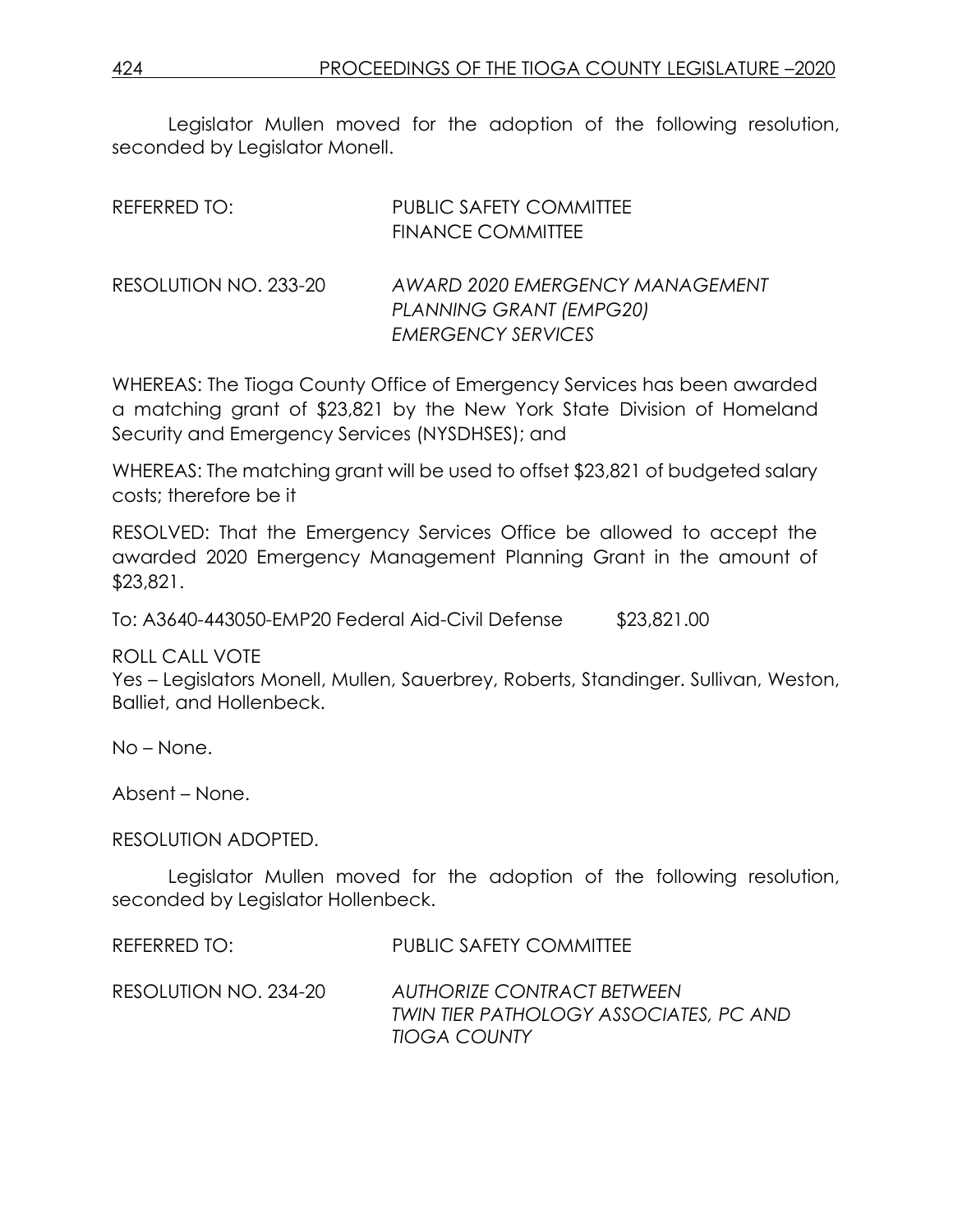Legislator Mullen moved for the adoption of the following resolution, seconded by Legislator Monell.

REFERRED TO: PUBLIC SAFETY COMMITTEE
FINANCE COMMITTEE

RESOLUTION NO. 233-20 *AWARD 2020 EMERGENCY MANAGEMENT PLANNING GRANT (EMPG20) EMERGENCY SERVICES*

WHEREAS: The Tioga County Office of Emergency Services has been awarded a matching grant of $23,821 by the New York State Division of Homeland Security and Emergency Services (NYSDHSES); and

WHEREAS: The matching grant will be used to offset $23,821 of budgeted salary costs; therefore be it

RESOLVED: That the Emergency Services Office be allowed to accept the awarded 2020 Emergency Management Planning Grant in the amount of $23,821.

To: A3640-443050-EMP20 Federal Aid-Civil Defense $23,821.00

ROLL CALL VOTE
Yes – Legislators Monell, Mullen, Sauerbrey, Roberts, Standinger. Sullivan, Weston, Balliet, and Hollenbeck.

No – None.

Absent – None.

RESOLUTION ADOPTED.

Legislator Mullen moved for the adoption of the following resolution, seconded by Legislator Hollenbeck.

REFERRED TO: PUBLIC SAFETY COMMITTEE

RESOLUTION NO. 234-20 *AUTHORIZE CONTRACT BETWEEN TWIN TIER PATHOLOGY ASSOCIATES, PC AND TIOGA COUNTY*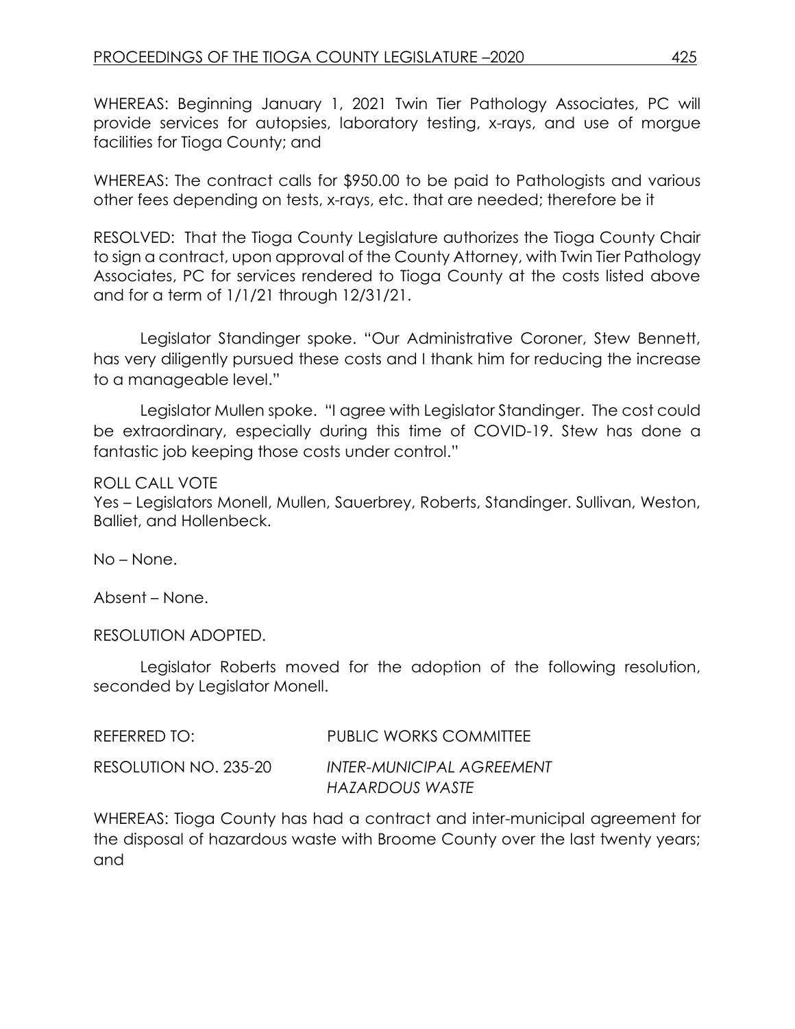WHEREAS: Beginning January 1, 2021 Twin Tier Pathology Associates, PC will provide services for autopsies, laboratory testing, x-rays, and use of morgue facilities for Tioga County; and

WHEREAS: The contract calls for $950.00 to be paid to Pathologists and various other fees depending on tests, x-rays, etc. that are needed; therefore be it

RESOLVED: That the Tioga County Legislature authorizes the Tioga County Chair to sign a contract, upon approval of the County Attorney, with Twin Tier Pathology Associates, PC for services rendered to Tioga County at the costs listed above and for a term of 1/1/21 through 12/31/21.

Legislator Standinger spoke. "Our Administrative Coroner, Stew Bennett, has very diligently pursued these costs and I thank him for reducing the increase to a manageable level."

Legislator Mullen spoke. "I agree with Legislator Standinger. The cost could be extraordinary, especially during this time of COVID-19. Stew has done a fantastic job keeping those costs under control."

ROLL CALL VOTE
Yes – Legislators Monell, Mullen, Sauerbrey, Roberts, Standinger. Sullivan, Weston, Balliet, and Hollenbeck.

No – None.

Absent – None.

RESOLUTION ADOPTED.

Legislator Roberts moved for the adoption of the following resolution, seconded by Legislator Monell.

REFERRED TO: PUBLIC WORKS COMMITTEE

RESOLUTION NO. 235-20 *INTER-MUNICIPAL AGREEMENT HAZARDOUS WASTE*

WHEREAS: Tioga County has had a contract and inter-municipal agreement for the disposal of hazardous waste with Broome County over the last twenty years; and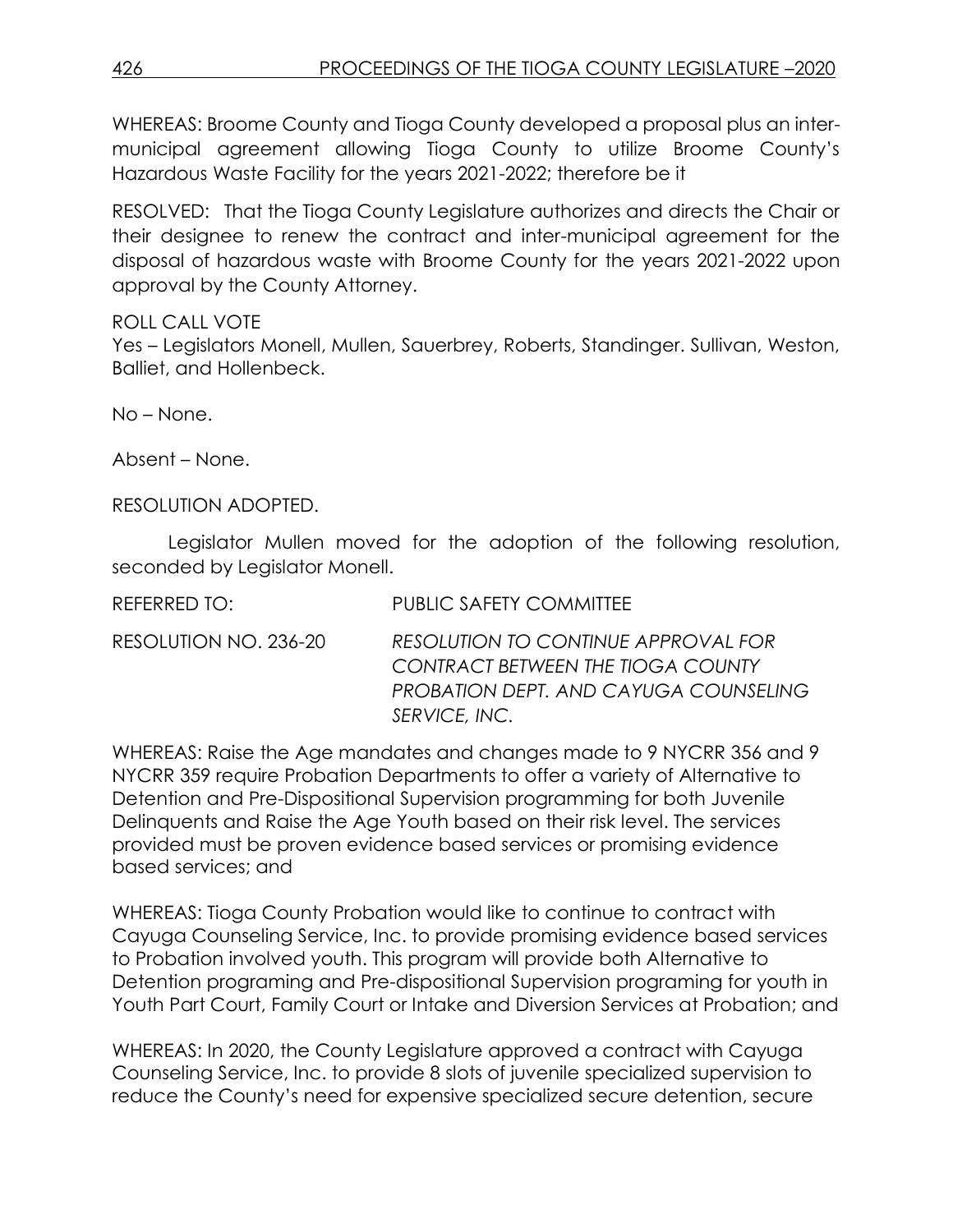WHEREAS: Broome County and Tioga County developed a proposal plus an inter-municipal agreement allowing Tioga County to utilize Broome County's Hazardous Waste Facility for the years 2021-2022; therefore be it

RESOLVED: That the Tioga County Legislature authorizes and directs the Chair or their designee to renew the contract and inter-municipal agreement for the disposal of hazardous waste with Broome County for the years 2021-2022 upon approval by the County Attorney.

ROLL CALL VOTE
Yes – Legislators Monell, Mullen, Sauerbrey, Roberts, Standinger. Sullivan, Weston, Balliet, and Hollenbeck.

No – None.

Absent – None.

RESOLUTION ADOPTED.

Legislator Mullen moved for the adoption of the following resolution, seconded by Legislator Monell.

REFERRED TO: PUBLIC SAFETY COMMITTEE

RESOLUTION NO. 236-20 *RESOLUTION TO CONTINUE APPROVAL FOR CONTRACT BETWEEN THE TIOGA COUNTY PROBATION DEPT. AND CAYUGA COUNSELING SERVICE, INC.*

WHEREAS: Raise the Age mandates and changes made to 9 NYCRR 356 and 9 NYCRR 359 require Probation Departments to offer a variety of Alternative to Detention and Pre-Dispositional Supervision programming for both Juvenile Delinquents and Raise the Age Youth based on their risk level. The services provided must be proven evidence based services or promising evidence based services; and

WHEREAS: Tioga County Probation would like to continue to contract with Cayuga Counseling Service, Inc. to provide promising evidence based services to Probation involved youth. This program will provide both Alternative to Detention programing and Pre-dispositional Supervision programing for youth in Youth Part Court, Family Court or Intake and Diversion Services at Probation; and

WHEREAS: In 2020, the County Legislature approved a contract with Cayuga Counseling Service, Inc. to provide 8 slots of juvenile specialized supervision to reduce the County's need for expensive specialized secure detention, secure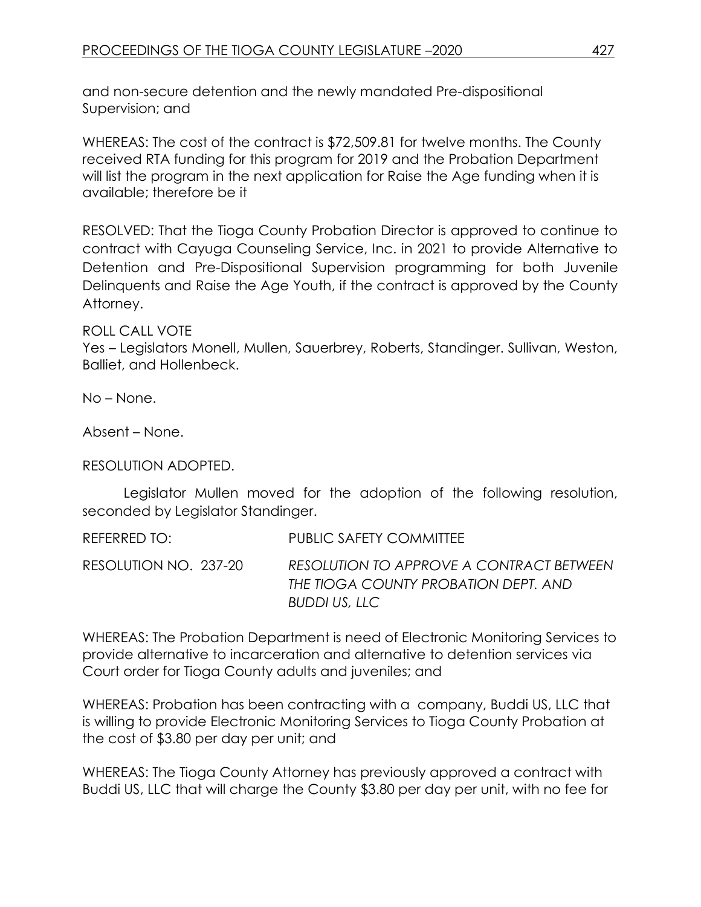and non-secure detention and the newly mandated Pre-dispositional Supervision; and

WHEREAS: The cost of the contract is $72,509.81 for twelve months. The County received RTA funding for this program for 2019 and the Probation Department will list the program in the next application for Raise the Age funding when it is available; therefore be it

RESOLVED: That the Tioga County Probation Director is approved to continue to contract with Cayuga Counseling Service, Inc. in 2021 to provide Alternative to Detention and Pre-Dispositional Supervision programming for both Juvenile Delinquents and Raise the Age Youth, if the contract is approved by the County Attorney.

ROLL CALL VOTE
Yes – Legislators Monell, Mullen, Sauerbrey, Roberts, Standinger. Sullivan, Weston, Balliet, and Hollenbeck.

No – None.

Absent – None.

RESOLUTION ADOPTED.

Legislator Mullen moved for the adoption of the following resolution, seconded by Legislator Standinger.

REFERRED TO: PUBLIC SAFETY COMMITTEE

RESOLUTION NO. 237-20 *RESOLUTION TO APPROVE A CONTRACT BETWEEN THE TIOGA COUNTY PROBATION DEPT. AND BUDDI US, LLC*

WHEREAS: The Probation Department is need of Electronic Monitoring Services to provide alternative to incarceration and alternative to detention services via Court order for Tioga County adults and juveniles; and

WHEREAS: Probation has been contracting with a company, Buddi US, LLC that is willing to provide Electronic Monitoring Services to Tioga County Probation at the cost of $3.80 per day per unit; and

WHEREAS: The Tioga County Attorney has previously approved a contract with Buddi US, LLC that will charge the County $3.80 per day per unit, with no fee for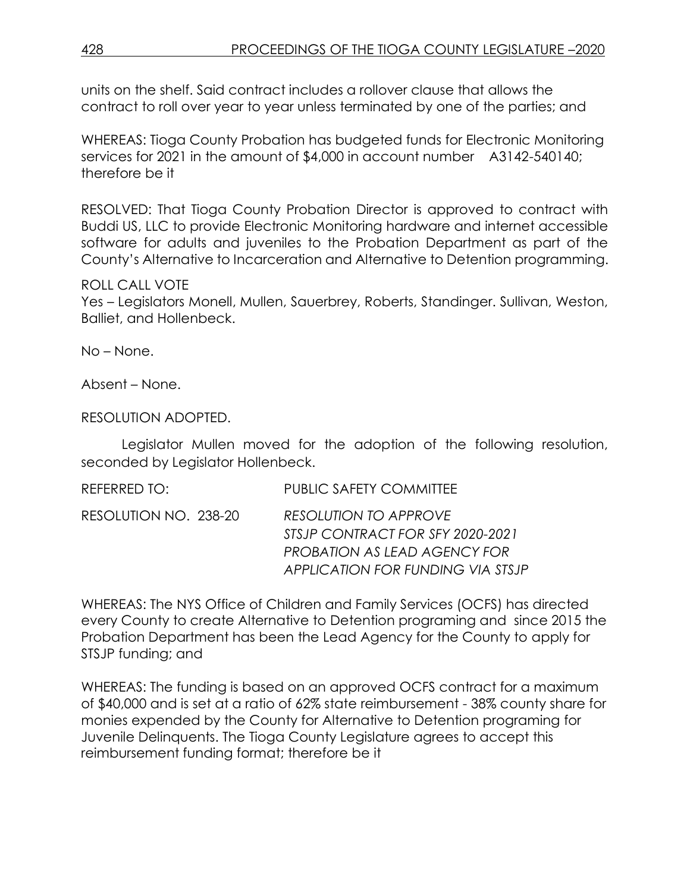units on the shelf. Said contract includes a rollover clause that allows the contract to roll over year to year unless terminated by one of the parties; and

WHEREAS: Tioga County Probation has budgeted funds for Electronic Monitoring services for 2021 in the amount of $4,000 in account number A3142-540140; therefore be it

RESOLVED: That Tioga County Probation Director is approved to contract with Buddi US, LLC to provide Electronic Monitoring hardware and internet accessible software for adults and juveniles to the Probation Department as part of the County's Alternative to Incarceration and Alternative to Detention programming.

ROLL CALL VOTE
Yes – Legislators Monell, Mullen, Sauerbrey, Roberts, Standinger. Sullivan, Weston, Balliet, and Hollenbeck.

No – None.

Absent – None.

RESOLUTION ADOPTED.

Legislator Mullen moved for the adoption of the following resolution, seconded by Legislator Hollenbeck.

REFERRED TO: PUBLIC SAFETY COMMITTEE

RESOLUTION NO. 238-20 *RESOLUTION TO APPROVE STSJP CONTRACT FOR SFY 2020-2021 PROBATION AS LEAD AGENCY FOR APPLICATION FOR FUNDING VIA STSJP*

WHEREAS: The NYS Office of Children and Family Services (OCFS) has directed every County to create Alternative to Detention programing and since 2015 the Probation Department has been the Lead Agency for the County to apply for STSJP funding; and

WHEREAS: The funding is based on an approved OCFS contract for a maximum of $40,000 and is set at a ratio of 62% state reimbursement - 38% county share for monies expended by the County for Alternative to Detention programing for Juvenile Delinquents. The Tioga County Legislature agrees to accept this reimbursement funding format; therefore be it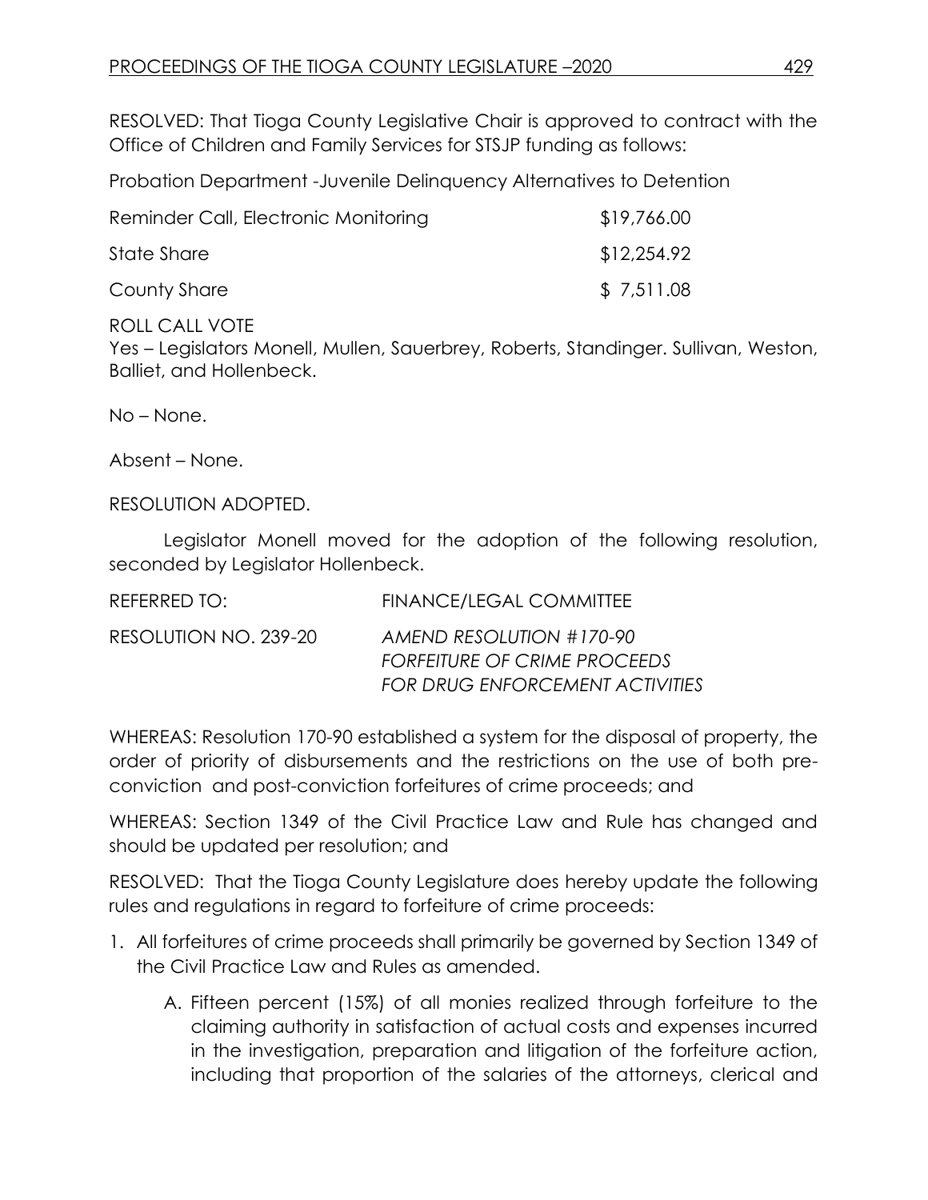RESOLVED: That Tioga County Legislative Chair is approved to contract with the Office of Children and Family Services for STSJP funding as follows:

Probation Department -Juvenile Delinquency Alternatives to Detention

| | |
|---|---|
| Reminder Call, Electronic Monitoring | $19,766.00 |
| State Share | $12,254.92 |
| County Share | $ 7,511.08 |

ROLL CALL VOTE
Yes – Legislators Monell, Mullen, Sauerbrey, Roberts, Standinger. Sullivan, Weston, Balliet, and Hollenbeck.

No – None.

Absent – None.

RESOLUTION ADOPTED.

Legislator Monell moved for the adoption of the following resolution, seconded by Legislator Hollenbeck.

REFERRED TO: FINANCE/LEGAL COMMITTEE

RESOLUTION NO. 239-20 *AMEND RESOLUTION #170-90 FORFEITURE OF CRIME PROCEEDS FOR DRUG ENFORCEMENT ACTIVITIES*

WHEREAS: Resolution 170-90 established a system for the disposal of property, the order of priority of disbursements and the restrictions on the use of both pre-conviction and post-conviction forfeitures of crime proceeds; and

WHEREAS: Section 1349 of the Civil Practice Law and Rule has changed and should be updated per resolution; and

RESOLVED: That the Tioga County Legislature does hereby update the following rules and regulations in regard to forfeiture of crime proceeds:

1. All forfeitures of crime proceeds shall primarily be governed by Section 1349 of the Civil Practice Law and Rules as amended.
   A. Fifteen percent (15%) of all monies realized through forfeiture to the claiming authority in satisfaction of actual costs and expenses incurred in the investigation, preparation and litigation of the forfeiture action, including that proportion of the salaries of the attorneys, clerical and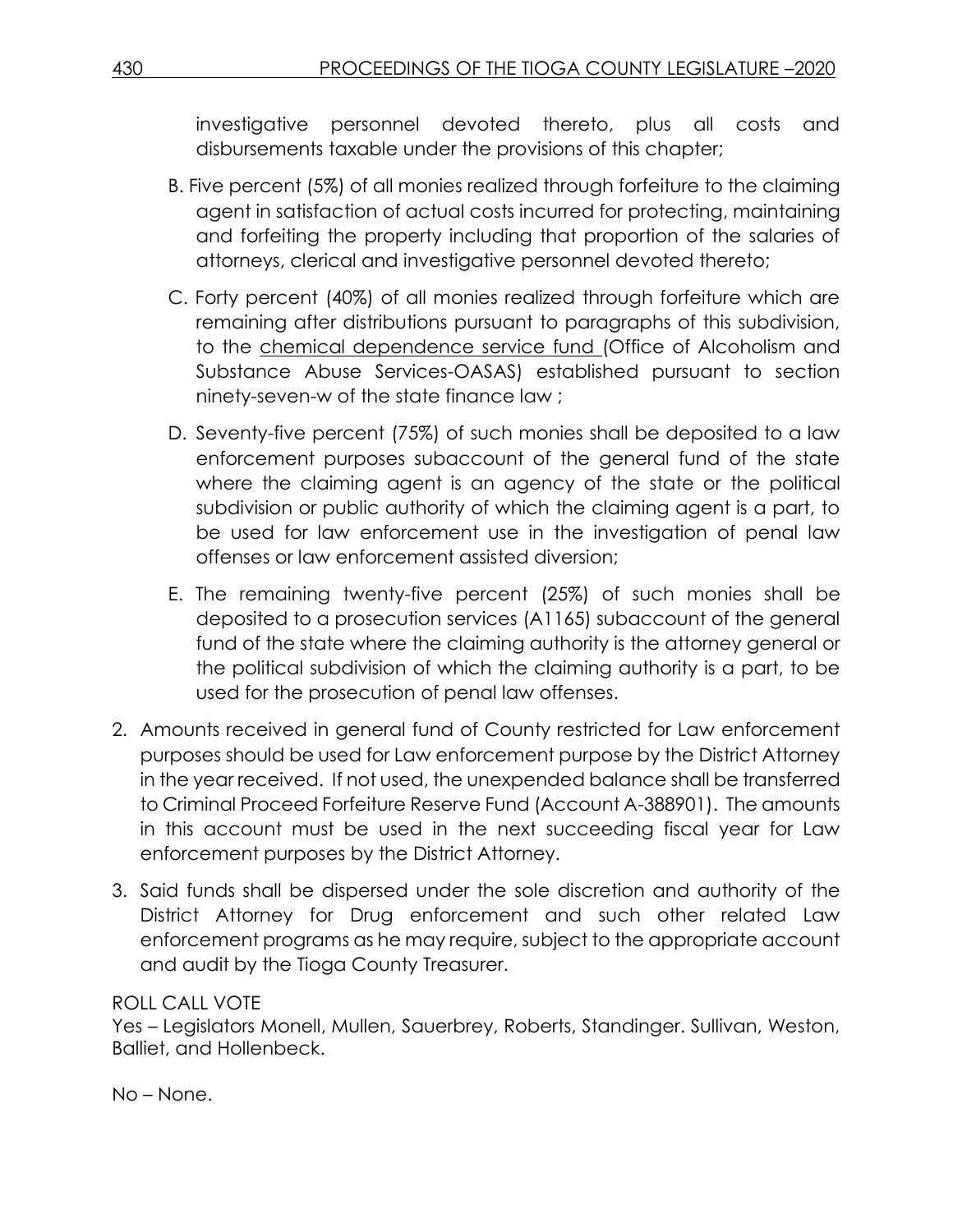investigative personnel devoted thereto, plus all costs and disbursements taxable under the provisions of this chapter;

B. Five percent (5%) of all monies realized through forfeiture to the claiming agent in satisfaction of actual costs incurred for protecting, maintaining and forfeiting the property including that proportion of the salaries of attorneys, clerical and investigative personnel devoted thereto;

C. Forty percent (40%) of all monies realized through forfeiture which are remaining after distributions pursuant to paragraphs of this subdivision, to the chemical dependence service fund (Office of Alcoholism and Substance Abuse Services-OASAS) established pursuant to section ninety-seven-w of the state finance law ;

D. Seventy-five percent (75%) of such monies shall be deposited to a law enforcement purposes subaccount of the general fund of the state where the claiming agent is an agency of the state or the political subdivision or public authority of which the claiming agent is a part, to be used for law enforcement use in the investigation of penal law offenses or law enforcement assisted diversion;

E. The remaining twenty-five percent (25%) of such monies shall be deposited to a prosecution services (A1165) subaccount of the general fund of the state where the claiming authority is the attorney general or the political subdivision of which the claiming authority is a part, to be used for the prosecution of penal law offenses.

2. Amounts received in general fund of County restricted for Law enforcement purposes should be used for Law enforcement purpose by the District Attorney in the year received. If not used, the unexpended balance shall be transferred to Criminal Proceed Forfeiture Reserve Fund (Account A-388901). The amounts in this account must be used in the next succeeding fiscal year for Law enforcement purposes by the District Attorney.

3. Said funds shall be dispersed under the sole discretion and authority of the District Attorney for Drug enforcement and such other related Law enforcement programs as he may require, subject to the appropriate account and audit by the Tioga County Treasurer.

ROLL CALL VOTE
Yes – Legislators Monell, Mullen, Sauerbrey, Roberts, Standinger. Sullivan, Weston, Balliet, and Hollenbeck.

No – None.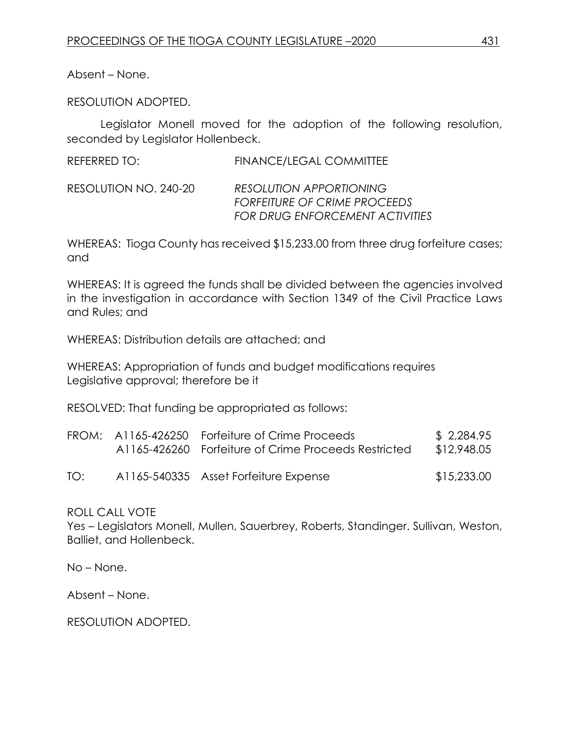Absent – None.

RESOLUTION ADOPTED.

Legislator Monell moved for the adoption of the following resolution, seconded by Legislator Hollenbeck.

REFERRED TO: FINANCE/LEGAL COMMITTEE

RESOLUTION NO. 240-20 *RESOLUTION APPORTIONING FORFEITURE OF CRIME PROCEEDS FOR DRUG ENFORCEMENT ACTIVITIES*

WHEREAS: Tioga County has received $15,233.00 from three drug forfeiture cases; and

WHEREAS: It is agreed the funds shall be divided between the agencies involved in the investigation in accordance with Section 1349 of the Civil Practice Laws and Rules; and

WHEREAS: Distribution details are attached; and

WHEREAS: Appropriation of funds and budget modifications requires Legislative approval; therefore be it

RESOLVED: That funding be appropriated as follows:

| | | | |
|---|---|---|---|
| FROM: | A1165-426250 | Forfeiture of Crime Proceeds | $ 2,284.95 |
| | A1165-426260 | Forfeiture of Crime Proceeds Restricted | $12,948.05 |
| TO: | A1165-540335 | Asset Forfeiture Expense | $15,233.00 |

ROLL CALL VOTE
Yes – Legislators Monell, Mullen, Sauerbrey, Roberts, Standinger. Sullivan, Weston, Balliet, and Hollenbeck.

No – None.

Absent – None.

RESOLUTION ADOPTED.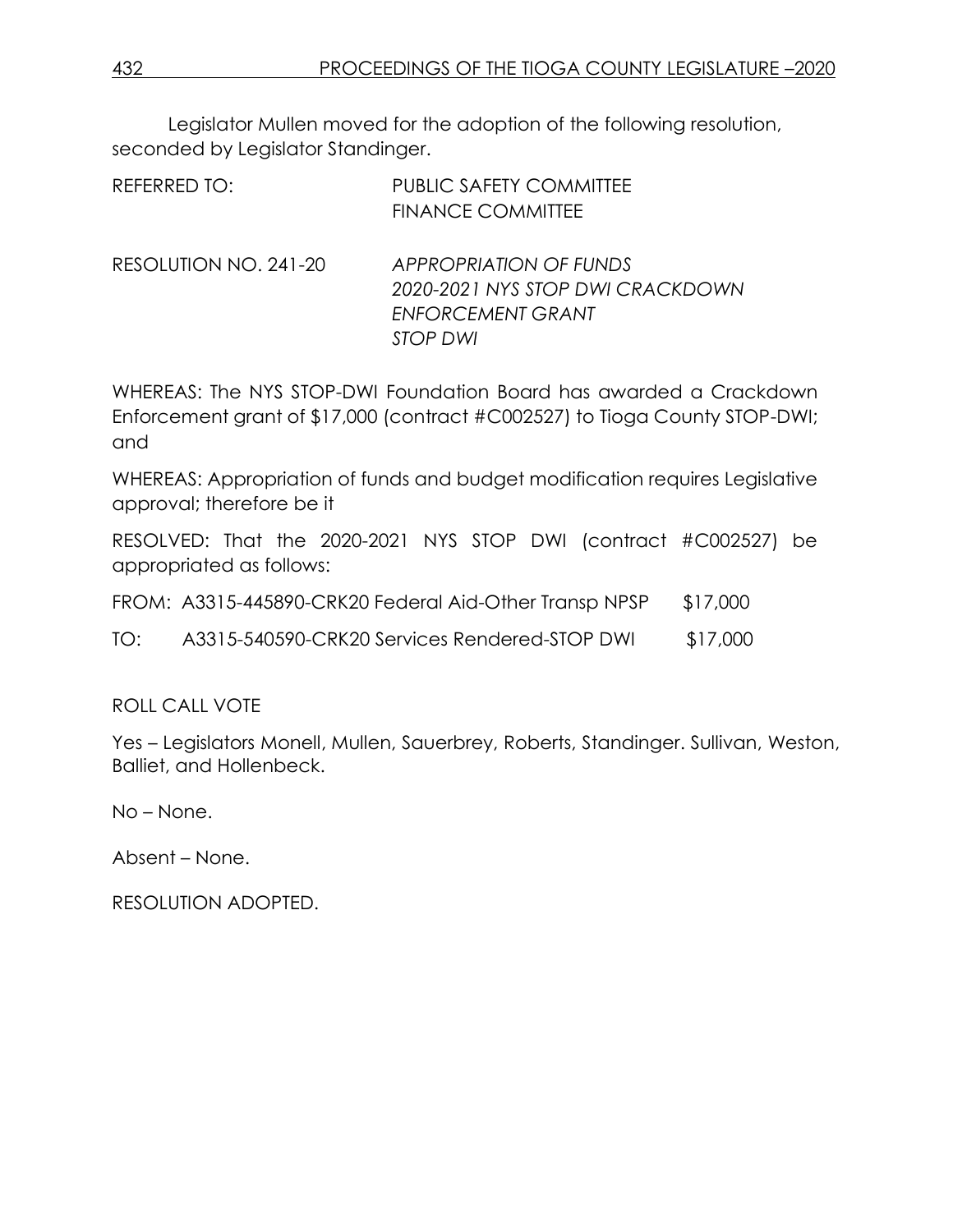Legislator Mullen moved for the adoption of the following resolution, seconded by Legislator Standinger.

REFERRED TO: PUBLIC SAFETY COMMITTEE
FINANCE COMMITTEE

RESOLUTION NO. 241-20 *APPROPRIATION OF FUNDS*
*2020-2021 NYS STOP DWI CRACKDOWN*
*ENFORCEMENT GRANT*
*STOP DWI*

WHEREAS: The NYS STOP-DWI Foundation Board has awarded a Crackdown Enforcement grant of $17,000 (contract #C002527) to Tioga County STOP-DWI; and

WHEREAS: Appropriation of funds and budget modification requires Legislative approval; therefore be it

RESOLVED: That the 2020-2021 NYS STOP DWI (contract #C002527) be appropriated as follows:

FROM: A3315-445890-CRK20 Federal Aid-Other Transp NPSP $17,000

TO: A3315-540590-CRK20 Services Rendered-STOP DWI $17,000

ROLL CALL VOTE

Yes – Legislators Monell, Mullen, Sauerbrey, Roberts, Standinger. Sullivan, Weston, Balliet, and Hollenbeck.

No – None.

Absent – None.

RESOLUTION ADOPTED.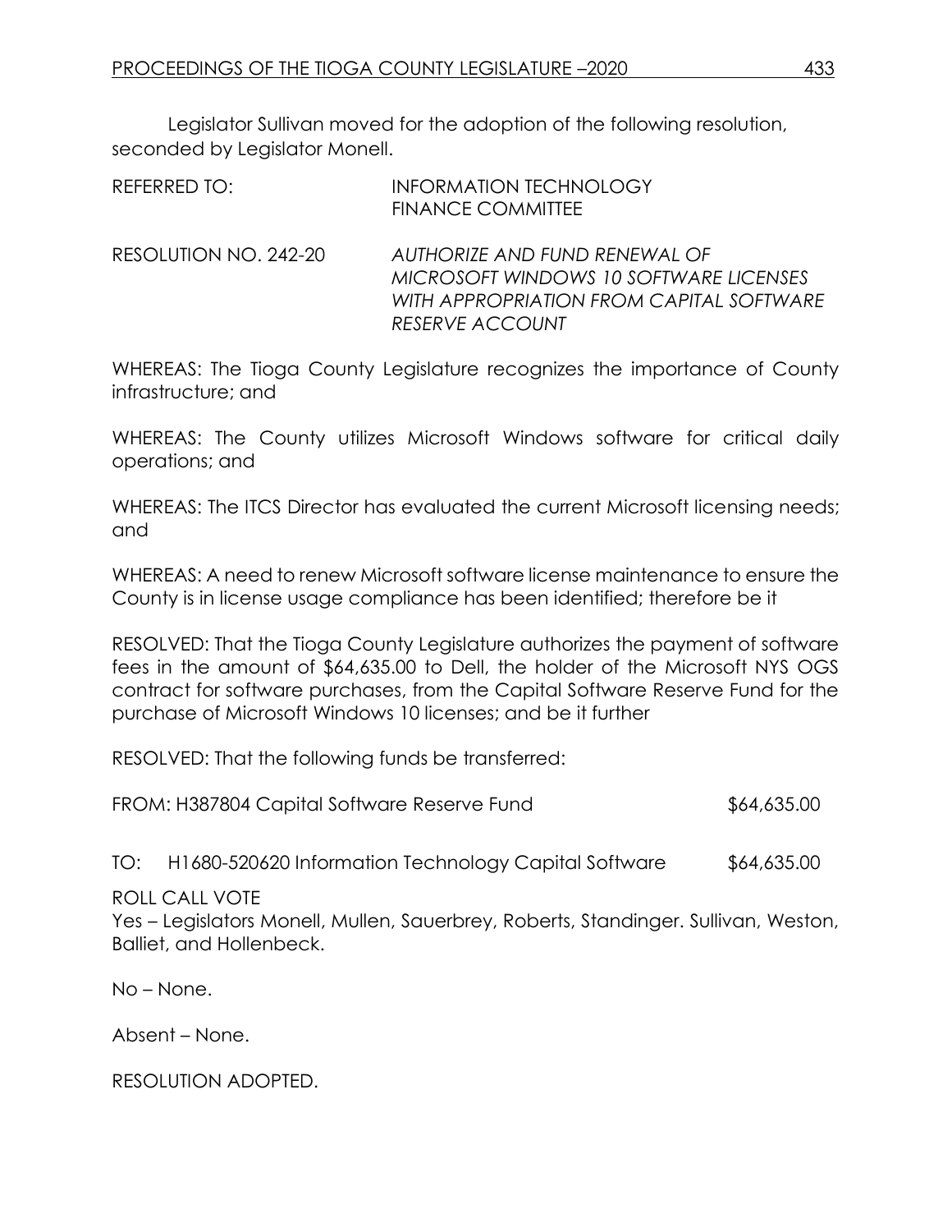Legislator Sullivan moved for the adoption of the following resolution, seconded by Legislator Monell.

REFERRED TO: INFORMATION TECHNOLOGY
FINANCE COMMITTEE

RESOLUTION NO. 242-20 *AUTHORIZE AND FUND RENEWAL OF MICROSOFT WINDOWS 10 SOFTWARE LICENSES WITH APPROPRIATION FROM CAPITAL SOFTWARE RESERVE ACCOUNT*

WHEREAS: The Tioga County Legislature recognizes the importance of County infrastructure; and

WHEREAS: The County utilizes Microsoft Windows software for critical daily operations; and

WHEREAS: The ITCS Director has evaluated the current Microsoft licensing needs; and

WHEREAS: A need to renew Microsoft software license maintenance to ensure the County is in license usage compliance has been identified; therefore be it

RESOLVED: That the Tioga County Legislature authorizes the payment of software fees in the amount of $64,635.00 to Dell, the holder of the Microsoft NYS OGS contract for software purchases, from the Capital Software Reserve Fund for the purchase of Microsoft Windows 10 licenses; and be it further

RESOLVED: That the following funds be transferred:

FROM: H387804 Capital Software Reserve Fund $64,635.00

TO: H1680-520620 Information Technology Capital Software $64,635.00

ROLL CALL VOTE
Yes – Legislators Monell, Mullen, Sauerbrey, Roberts, Standinger. Sullivan, Weston, Balliet, and Hollenbeck.

No – None.

Absent – None.

RESOLUTION ADOPTED.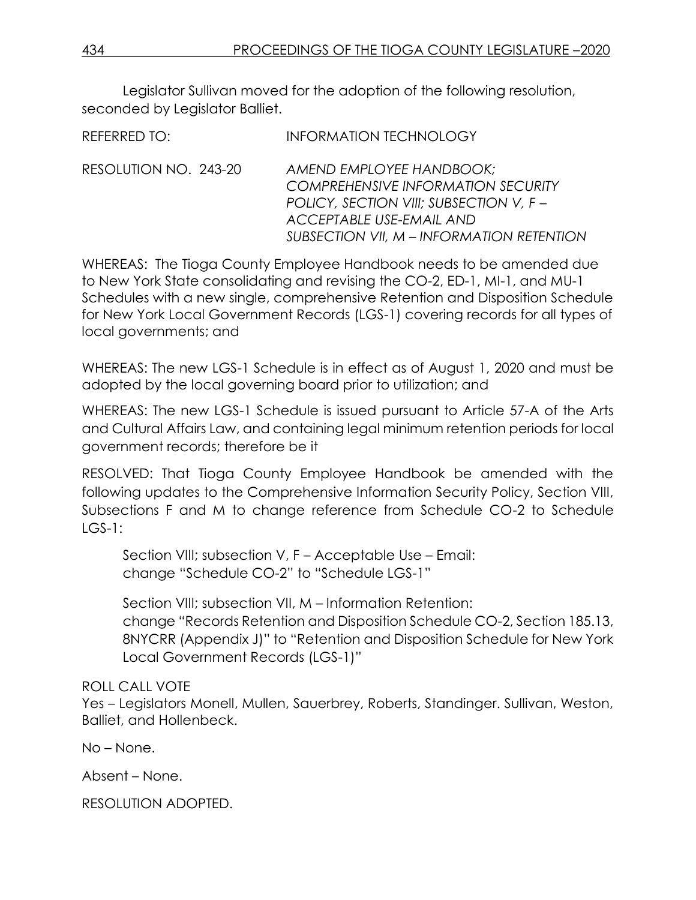Legislator Sullivan moved for the adoption of the following resolution, seconded by Legislator Balliet.

REFERRED TO: INFORMATION TECHNOLOGY

RESOLUTION NO. 243-20 *AMEND EMPLOYEE HANDBOOK; COMPREHENSIVE INFORMATION SECURITY POLICY, SECTION VIII; SUBSECTION V, F – ACCEPTABLE USE-EMAIL AND SUBSECTION VII, M – INFORMATION RETENTION*

WHEREAS: The Tioga County Employee Handbook needs to be amended due to New York State consolidating and revising the CO-2, ED-1, MI-1, and MU-1 Schedules with a new single, comprehensive Retention and Disposition Schedule for New York Local Government Records (LGS-1) covering records for all types of local governments; and

WHEREAS: The new LGS-1 Schedule is in effect as of August 1, 2020 and must be adopted by the local governing board prior to utilization; and

WHEREAS: The new LGS-1 Schedule is issued pursuant to Article 57-A of the Arts and Cultural Affairs Law, and containing legal minimum retention periods for local government records; therefore be it

RESOLVED: That Tioga County Employee Handbook be amended with the following updates to the Comprehensive Information Security Policy, Section VIII, Subsections F and M to change reference from Schedule CO-2 to Schedule LGS-1:

> Section VIII; subsection V, F – Acceptable Use – Email:
> change "Schedule CO-2" to "Schedule LGS-1"
>
> Section VIII; subsection VII, M – Information Retention:
> change "Records Retention and Disposition Schedule CO-2, Section 185.13, 8NYCRR (Appendix J)" to "Retention and Disposition Schedule for New York Local Government Records (LGS-1)"

ROLL CALL VOTE
Yes – Legislators Monell, Mullen, Sauerbrey, Roberts, Standinger. Sullivan, Weston, Balliet, and Hollenbeck.

No – None.

Absent – None.

RESOLUTION ADOPTED.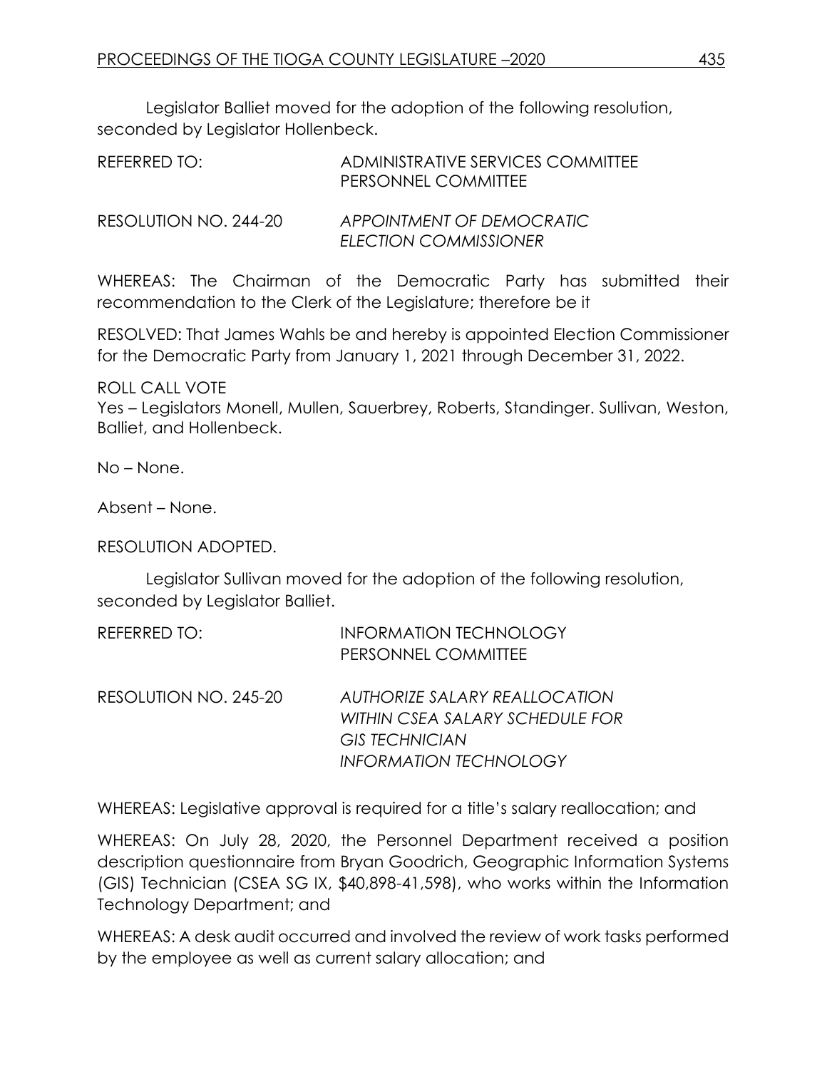Legislator Balliet moved for the adoption of the following resolution, seconded by Legislator Hollenbeck.

REFERRED TO: ADMINISTRATIVE SERVICES COMMITTEE
PERSONNEL COMMITTEE

RESOLUTION NO. 244-20 *APPOINTMENT OF DEMOCRATIC ELECTION COMMISSIONER*

WHEREAS: The Chairman of the Democratic Party has submitted their recommendation to the Clerk of the Legislature; therefore be it

RESOLVED: That James Wahls be and hereby is appointed Election Commissioner for the Democratic Party from January 1, 2021 through December 31, 2022.

ROLL CALL VOTE
Yes – Legislators Monell, Mullen, Sauerbrey, Roberts, Standinger. Sullivan, Weston, Balliet, and Hollenbeck.

No – None.

Absent – None.

RESOLUTION ADOPTED.

Legislator Sullivan moved for the adoption of the following resolution, seconded by Legislator Balliet.

REFERRED TO: INFORMATION TECHNOLOGY
PERSONNEL COMMITTEE

RESOLUTION NO. 245-20 *AUTHORIZE SALARY REALLOCATION WITHIN CSEA SALARY SCHEDULE FOR GIS TECHNICIAN INFORMATION TECHNOLOGY*

WHEREAS: Legislative approval is required for a title's salary reallocation; and

WHEREAS: On July 28, 2020, the Personnel Department received a position description questionnaire from Bryan Goodrich, Geographic Information Systems (GIS) Technician (CSEA SG IX, $40,898-41,598), who works within the Information Technology Department; and

WHEREAS: A desk audit occurred and involved the review of work tasks performed by the employee as well as current salary allocation; and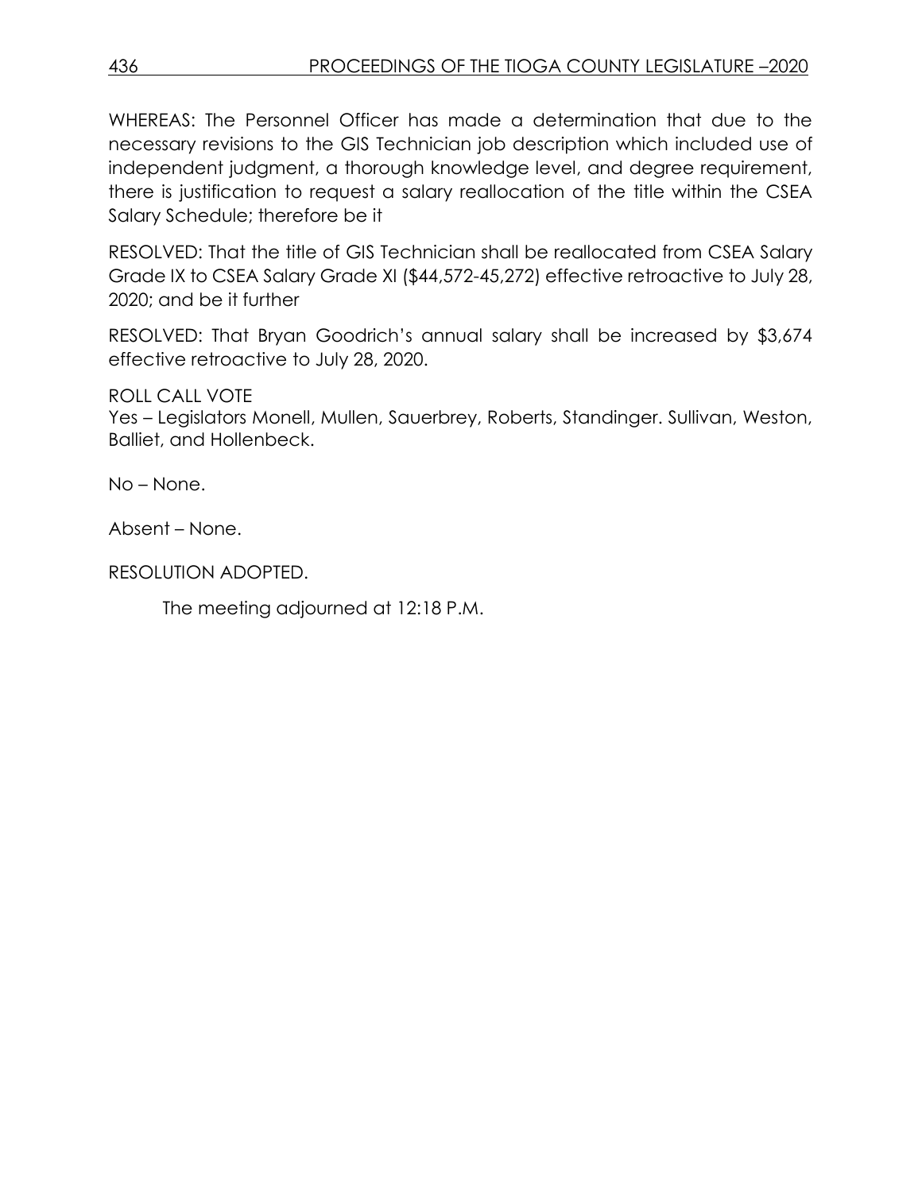WHEREAS: The Personnel Officer has made a determination that due to the necessary revisions to the GIS Technician job description which included use of independent judgment, a thorough knowledge level, and degree requirement, there is justification to request a salary reallocation of the title within the CSEA Salary Schedule; therefore be it

RESOLVED: That the title of GIS Technician shall be reallocated from CSEA Salary Grade IX to CSEA Salary Grade XI ($44,572-45,272) effective retroactive to July 28, 2020; and be it further

RESOLVED: That Bryan Goodrich's annual salary shall be increased by $3,674 effective retroactive to July 28, 2020.

ROLL CALL VOTE
Yes – Legislators Monell, Mullen, Sauerbrey, Roberts, Standinger. Sullivan, Weston, Balliet, and Hollenbeck.

No – None.

Absent – None.

RESOLUTION ADOPTED.

The meeting adjourned at 12:18 P.M.